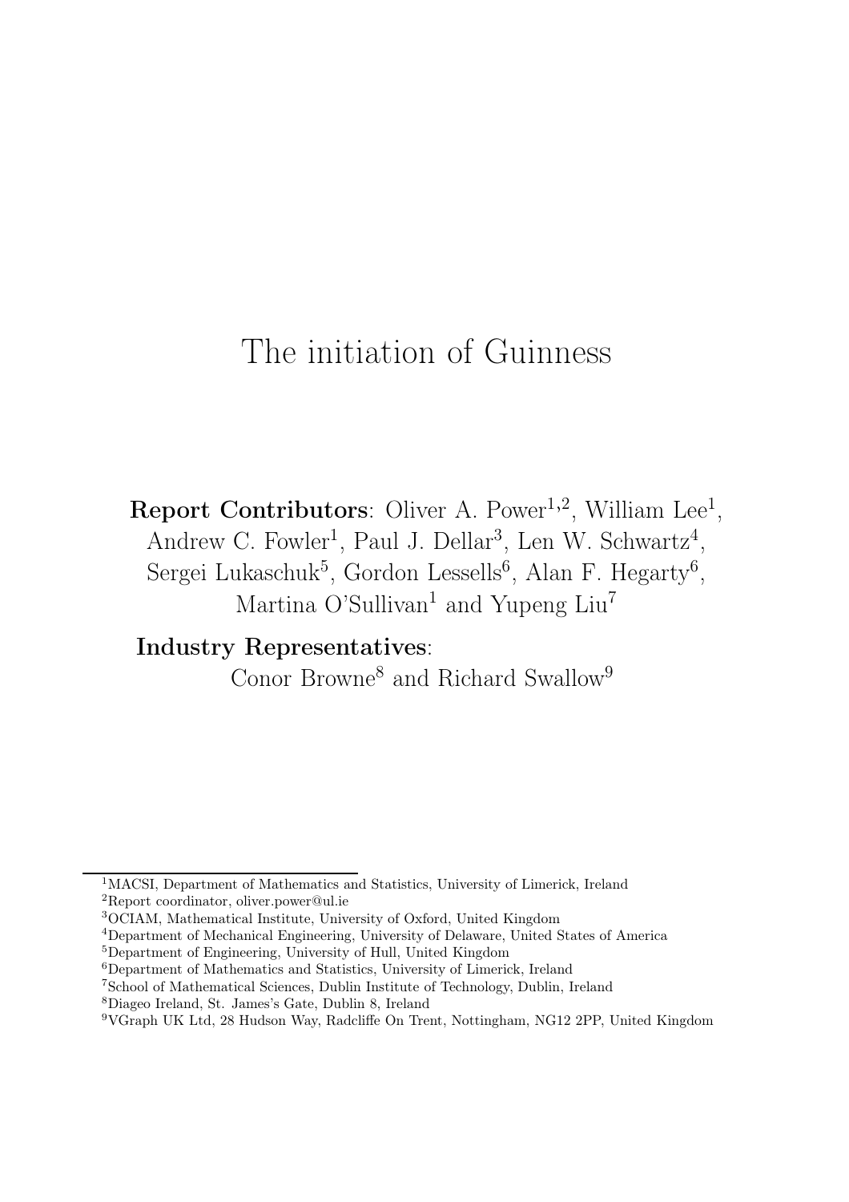# The initiation of Guinness

**Report Contributors**: Oliver A. Power[1,2], William Lee[1], Andrew C. Fowler[1], Paul J. Dellar[3], Len W. Schwartz[4], Sergei Lukaschuk[5], Gordon Lessells[6], Alan F. Hegarty[6], Martina O'Sullivan[1] and Yupeng Liu[7]

**Industry Representatives**:
Conor Browne[8] and Richard Swallow[9]

---

[1]MACSI, Department of Mathematics and Statistics, University of Limerick, Ireland
[2]Report coordinator, oliver.power@ul.ie
[3]OCIAM, Mathematical Institute, University of Oxford, United Kingdom
[4]Department of Mechanical Engineering, University of Delaware, United States of America
[5]Department of Engineering, University of Hull, United Kingdom
[6]Department of Mathematics and Statistics, University of Limerick, Ireland
[7]School of Mathematical Sciences, Dublin Institute of Technology, Dublin, Ireland
[8]Diageo Ireland, St. James's Gate, Dublin 8, Ireland
[9]VGraph UK Ltd, 28 Hudson Way, Radcliffe On Trent, Nottingham, NG12 2PP, United Kingdom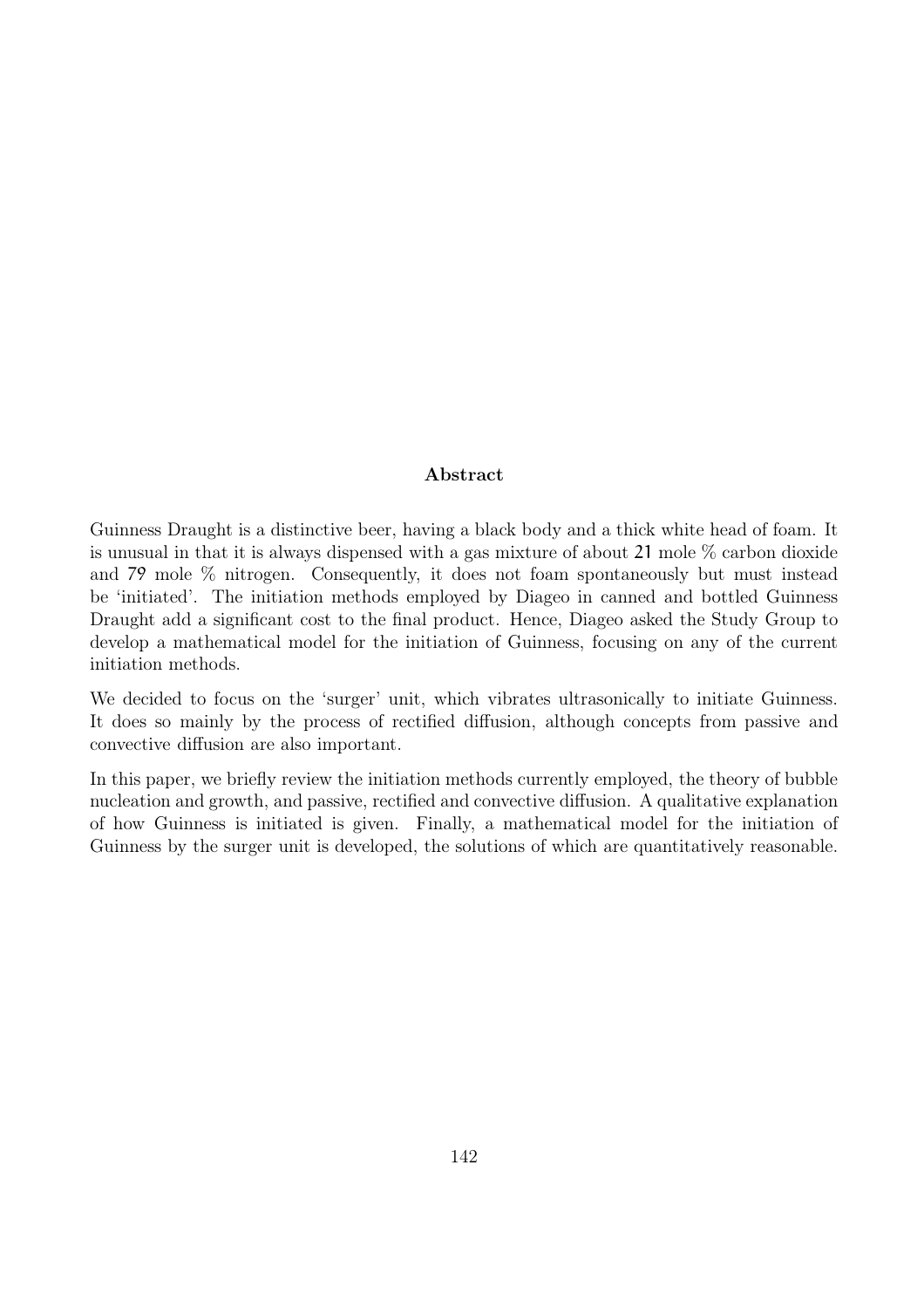## Abstract

Guinness Draught is a distinctive beer, having a black body and a thick white head of foam. It is unusual in that it is always dispensed with a gas mixture of about 21 mole % carbon dioxide and 79 mole % nitrogen. Consequently, it does not foam spontaneously but must instead be 'initiated'. The initiation methods employed by Diageo in canned and bottled Guinness Draught add a significant cost to the final product. Hence, Diageo asked the Study Group to develop a mathematical model for the initiation of Guinness, focusing on any of the current initiation methods.

We decided to focus on the 'surger' unit, which vibrates ultrasonically to initiate Guinness. It does so mainly by the process of rectified diffusion, although concepts from passive and convective diffusion are also important.

In this paper, we briefly review the initiation methods currently employed, the theory of bubble nucleation and growth, and passive, rectified and convective diffusion. A qualitative explanation of how Guinness is initiated is given. Finally, a mathematical model for the initiation of Guinness by the surger unit is developed, the solutions of which are quantitatively reasonable.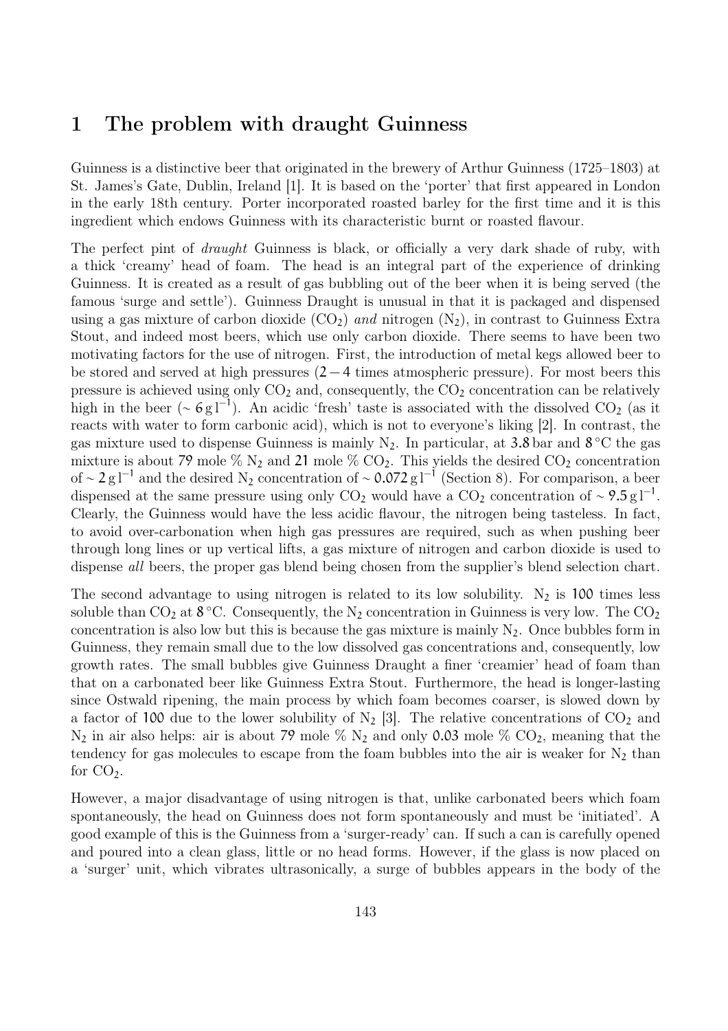# 1 The problem with draught Guinness

Guinness is a distinctive beer that originated in the brewery of Arthur Guinness (1725–1803) at St. James's Gate, Dublin, Ireland [1]. It is based on the 'porter' that first appeared in London in the early 18th century. Porter incorporated roasted barley for the first time and it is this ingredient which endows Guinness with its characteristic burnt or roasted flavour.

The perfect pint of *draught* Guinness is black, or officially a very dark shade of ruby, with a thick 'creamy' head of foam. The head is an integral part of the experience of drinking Guinness. It is created as a result of gas bubbling out of the beer when it is being served (the famous 'surge and settle'). Guinness Draught is unusual in that it is packaged and dispensed using a gas mixture of carbon dioxide ($CO_2$) *and* nitrogen ($N_2$), in contrast to Guinness Extra Stout, and indeed most beers, which use only carbon dioxide. There seems to have been two motivating factors for the use of nitrogen. First, the introduction of metal kegs allowed beer to be stored and served at high pressures ($2-4$ times atmospheric pressure). For most beers this pressure is achieved using only $CO_2$ and, consequently, the $CO_2$ concentration can be relatively high in the beer ($\sim 6\,\mathrm{g\,l^{-1}}$). An acidic 'fresh' taste is associated with the dissolved $CO_2$ (as it reacts with water to form carbonic acid), which is not to everyone's liking [2]. In contrast, the gas mixture used to dispense Guinness is mainly $N_2$. In particular, at $3.8$ bar and $8\,^\circ$C the gas mixture is about $79$ mole % $N_2$ and $21$ mole % $CO_2$. This yields the desired $CO_2$ concentration of $\sim 2\,\mathrm{g\,l^{-1}}$ and the desired $N_2$ concentration of $\sim 0.072\,\mathrm{g\,l^{-1}}$ (Section 8). For comparison, a beer dispensed at the same pressure using only $CO_2$ would have a $CO_2$ concentration of $\sim 9.5\,\mathrm{g\,l^{-1}}$. Clearly, the Guinness would have the less acidic flavour, the nitrogen being tasteless. In fact, to avoid over-carbonation when high gas pressures are required, such as when pushing beer through long lines or up vertical lifts, a gas mixture of nitrogen and carbon dioxide is used to dispense *all* beers, the proper gas blend being chosen from the supplier's blend selection chart.

The second advantage to using nitrogen is related to its low solubility. $N_2$ is $100$ times less soluble than $CO_2$ at $8\,^\circ$C. Consequently, the $N_2$ concentration in Guinness is very low. The $CO_2$ concentration is also low but this is because the gas mixture is mainly $N_2$. Once bubbles form in Guinness, they remain small due to the low dissolved gas concentrations and, consequently, low growth rates. The small bubbles give Guinness Draught a finer 'creamier' head of foam than that on a carbonated beer like Guinness Extra Stout. Furthermore, the head is longer-lasting since Ostwald ripening, the main process by which foam becomes coarser, is slowed down by a factor of $100$ due to the lower solubility of $N_2$ [3]. The relative concentrations of $CO_2$ and $N_2$ in air also helps: air is about $79$ mole % $N_2$ and only $0.03$ mole % $CO_2$, meaning that the tendency for gas molecules to escape from the foam bubbles into the air is weaker for $N_2$ than for $CO_2$.

However, a major disadvantage of using nitrogen is that, unlike carbonated beers which foam spontaneously, the head on Guinness does not form spontaneously and must be 'initiated'. A good example of this is the Guinness from a 'surger-ready' can. If such a can is carefully opened and poured into a clean glass, little or no head forms. However, if the glass is now placed on a 'surger' unit, which vibrates ultrasonically, a surge of bubbles appears in the body of the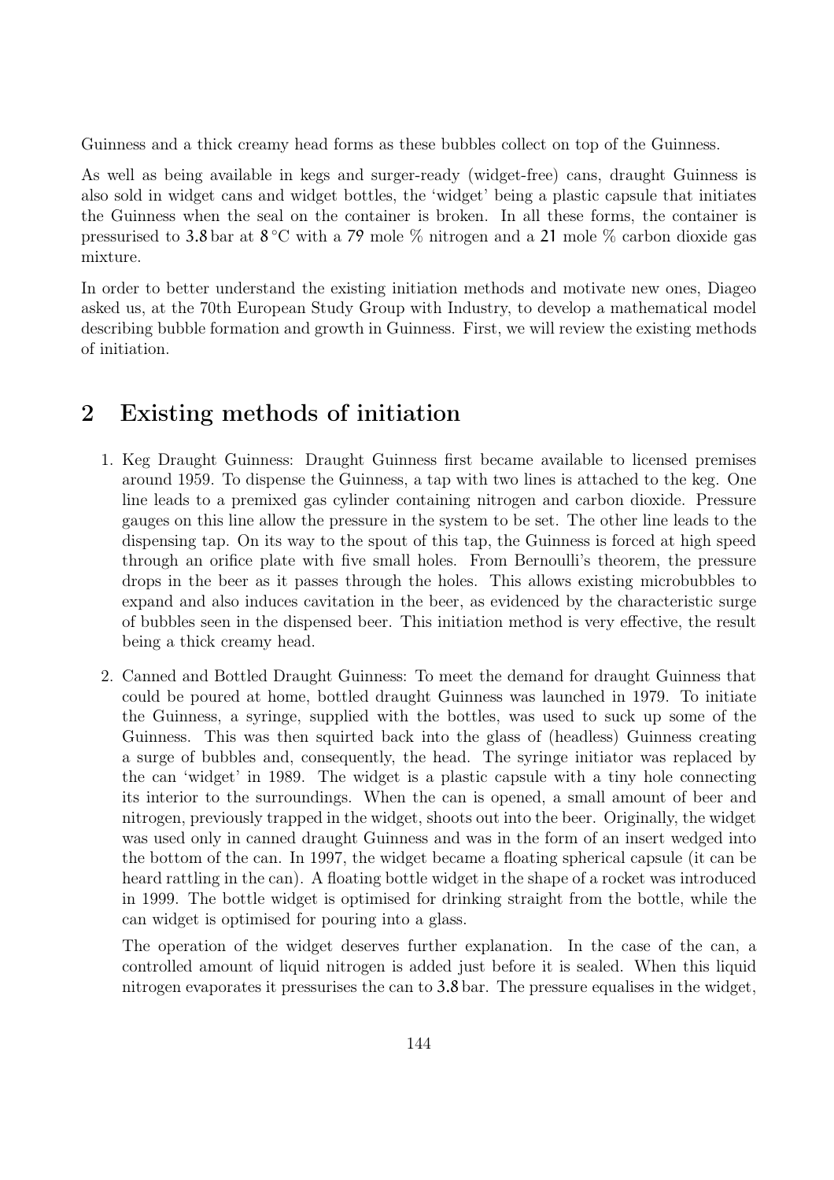Guinness and a thick creamy head forms as these bubbles collect on top of the Guinness.

As well as being available in kegs and surger-ready (widget-free) cans, draught Guinness is also sold in widget cans and widget bottles, the 'widget' being a plastic capsule that initiates the Guinness when the seal on the container is broken. In all these forms, the container is pressurised to 3.8 bar at 8 °C with a 79 mole % nitrogen and a 21 mole % carbon dioxide gas mixture.

In order to better understand the existing initiation methods and motivate new ones, Diageo asked us, at the 70th European Study Group with Industry, to develop a mathematical model describing bubble formation and growth in Guinness. First, we will review the existing methods of initiation.

## 2 Existing methods of initiation

1. Keg Draught Guinness: Draught Guinness first became available to licensed premises around 1959. To dispense the Guinness, a tap with two lines is attached to the keg. One line leads to a premixed gas cylinder containing nitrogen and carbon dioxide. Pressure gauges on this line allow the pressure in the system to be set. The other line leads to the dispensing tap. On its way to the spout of this tap, the Guinness is forced at high speed through an orifice plate with five small holes. From Bernoulli's theorem, the pressure drops in the beer as it passes through the holes. This allows existing microbubbles to expand and also induces cavitation in the beer, as evidenced by the characteristic surge of bubbles seen in the dispensed beer. This initiation method is very effective, the result being a thick creamy head.

2. Canned and Bottled Draught Guinness: To meet the demand for draught Guinness that could be poured at home, bottled draught Guinness was launched in 1979. To initiate the Guinness, a syringe, supplied with the bottles, was used to suck up some of the Guinness. This was then squirted back into the glass of (headless) Guinness creating a surge of bubbles and, consequently, the head. The syringe initiator was replaced by the can 'widget' in 1989. The widget is a plastic capsule with a tiny hole connecting its interior to the surroundings. When the can is opened, a small amount of beer and nitrogen, previously trapped in the widget, shoots out into the beer. Originally, the widget was used only in canned draught Guinness and was in the form of an insert wedged into the bottom of the can. In 1997, the widget became a floating spherical capsule (it can be heard rattling in the can). A floating bottle widget in the shape of a rocket was introduced in 1999. The bottle widget is optimised for drinking straight from the bottle, while the can widget is optimised for pouring into a glass.

   The operation of the widget deserves further explanation. In the case of the can, a controlled amount of liquid nitrogen is added just before it is sealed. When this liquid nitrogen evaporates it pressurises the can to 3.8 bar. The pressure equalises in the widget,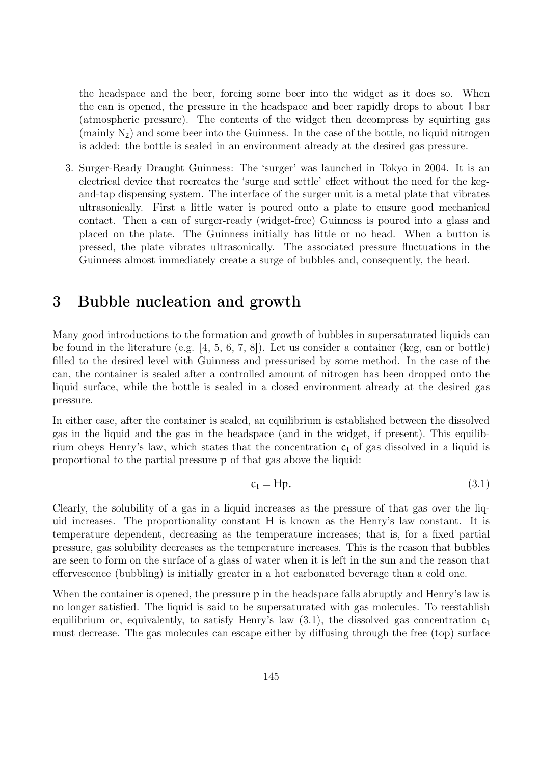the headspace and the beer, forcing some beer into the widget as it does so. When the can is opened, the pressure in the headspace and beer rapidly drops to about 1 bar (atmospheric pressure). The contents of the widget then decompress by squirting gas (mainly $N_2$) and some beer into the Guinness. In the case of the bottle, no liquid nitrogen is added: the bottle is sealed in an environment already at the desired gas pressure.

3. Surger-Ready Draught Guinness: The 'surger' was launched in Tokyo in 2004. It is an electrical device that recreates the 'surge and settle' effect without the need for the keg-and-tap dispensing system. The interface of the surger unit is a metal plate that vibrates ultrasonically. First a little water is poured onto a plate to ensure good mechanical contact. Then a can of surger-ready (widget-free) Guinness is poured into a glass and placed on the plate. The Guinness initially has little or no head. When a button is pressed, the plate vibrates ultrasonically. The associated pressure fluctuations in the Guinness almost immediately create a surge of bubbles and, consequently, the head.

# 3 Bubble nucleation and growth

Many good introductions to the formation and growth of bubbles in supersaturated liquids can be found in the literature (e.g. [4, 5, 6, 7, 8]). Let us consider a container (keg, can or bottle) filled to the desired level with Guinness and pressurised by some method. In the case of the can, the container is sealed after a controlled amount of nitrogen has been dropped onto the liquid surface, while the bottle is sealed in a closed environment already at the desired gas pressure.

In either case, after the container is sealed, an equilibrium is established between the dissolved gas in the liquid and the gas in the headspace (and in the widget, if present). This equilibrium obeys Henry's law, which states that the concentration $c_l$ of gas dissolved in a liquid is proportional to the partial pressure $p$ of that gas above the liquid:

$$c_l = Hp. \tag{3.1}$$

Clearly, the solubility of a gas in a liquid increases as the pressure of that gas over the liquid increases. The proportionality constant $H$ is known as the Henry's law constant. It is temperature dependent, decreasing as the temperature increases; that is, for a fixed partial pressure, gas solubility decreases as the temperature increases. This is the reason that bubbles are seen to form on the surface of a glass of water when it is left in the sun and the reason that effervescence (bubbling) is initially greater in a hot carbonated beverage than a cold one.

When the container is opened, the pressure $p$ in the headspace falls abruptly and Henry's law is no longer satisfied. The liquid is said to be supersaturated with gas molecules. To reestablish equilibrium or, equivalently, to satisfy Henry's law (3.1), the dissolved gas concentration $c_l$ must decrease. The gas molecules can escape either by diffusing through the free (top) surface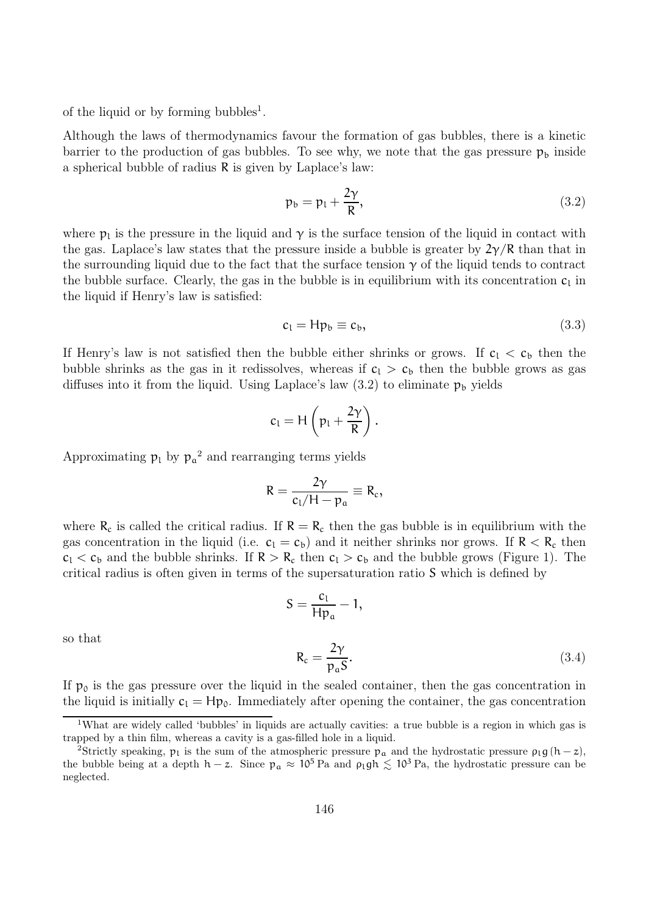of the liquid or by forming bubbles[1].

Although the laws of thermodynamics favour the formation of gas bubbles, there is a kinetic barrier to the production of gas bubbles. To see why, we note that the gas pressure $p_b$ inside a spherical bubble of radius $R$ is given by Laplace's law:

$$p_b = p_l + \frac{2\gamma}{R}, \tag{3.2}$$

where $p_l$ is the pressure in the liquid and $\gamma$ is the surface tension of the liquid in contact with the gas. Laplace's law states that the pressure inside a bubble is greater by $2\gamma/R$ than that in the surrounding liquid due to the fact that the surface tension $\gamma$ of the liquid tends to contract the bubble surface. Clearly, the gas in the bubble is in equilibrium with its concentration $c_l$ in the liquid if Henry's law is satisfied:

$$c_l = Hp_b \equiv c_b, \tag{3.3}$$

If Henry's law is not satisfied then the bubble either shrinks or grows. If $c_l < c_b$ then the bubble shrinks as the gas in it redissolves, whereas if $c_l > c_b$ then the bubble grows as gas diffuses into it from the liquid. Using Laplace's law (3.2) to eliminate $p_b$ yields

$$c_l = H\left(p_l + \frac{2\gamma}{R}\right).$$

Approximating $p_l$ by $p_a$[2] and rearranging terms yields

$$R = \frac{2\gamma}{c_l/H - p_a} \equiv R_c,$$

where $R_c$ is called the critical radius. If $R = R_c$ then the gas bubble is in equilibrium with the gas concentration in the liquid (i.e. $c_l = c_b$) and it neither shrinks nor grows. If $R < R_c$ then $c_l < c_b$ and the bubble shrinks. If $R > R_c$ then $c_l > c_b$ and the bubble grows (Figure 1). The critical radius is often given in terms of the supersaturation ratio $S$ which is defined by

$$S = \frac{c_l}{Hp_a} - 1,$$

so that

$$R_c = \frac{2\gamma}{p_a S}. \tag{3.4}$$

If $p_0$ is the gas pressure over the liquid in the sealed container, then the gas concentration in the liquid is initially $c_l = Hp_0$. Immediately after opening the container, the gas concentration

---

[1] What are widely called 'bubbles' in liquids are actually cavities: a true bubble is a region in which gas is trapped by a thin film, whereas a cavity is a gas-filled hole in a liquid.

[2] Strictly speaking, $p_l$ is the sum of the atmospheric pressure $p_a$ and the hydrostatic pressure $\rho_l g(h-z)$, the bubble being at a depth $h-z$. Since $p_a \approx 10^5$ Pa and $\rho_l gh \lesssim 10^3$ Pa, the hydrostatic pressure can be neglected.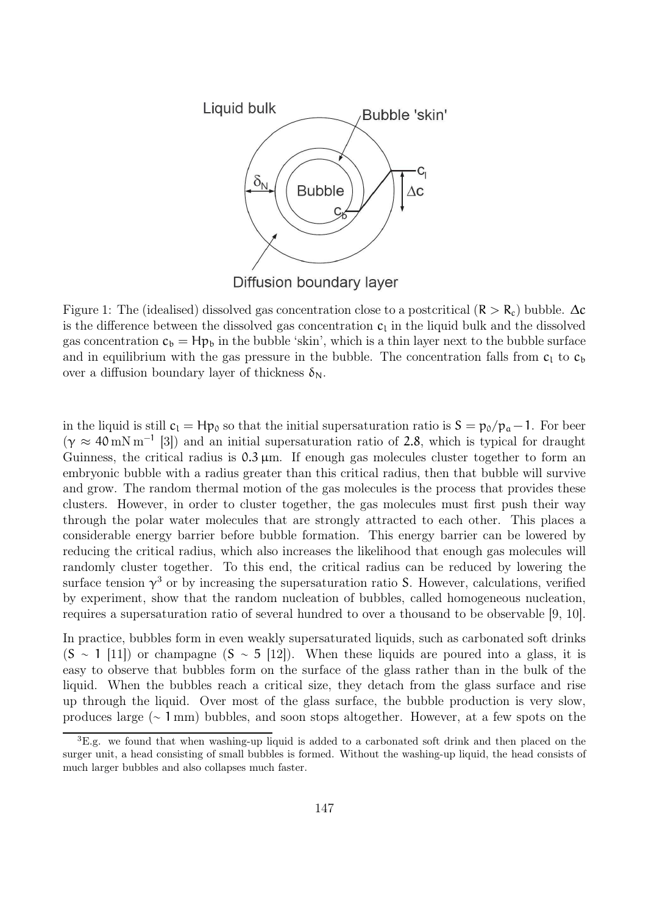Figure 1: The (idealised) dissolved gas concentration close to a postcritical ($R > R_c$) bubble. $\Delta c$ is the difference between the dissolved gas concentration $c_l$ in the liquid bulk and the dissolved gas concentration $c_b = Hp_b$ in the bubble 'skin', which is a thin layer next to the bubble surface and in equilibrium with the gas pressure in the bubble. The concentration falls from $c_l$ to $c_b$ over a diffusion boundary layer of thickness $\delta_N$.

in the liquid is still $c_l = Hp_0$ so that the initial supersaturation ratio is $S = p_0/p_a - 1$. For beer ($\gamma \approx 40\,\mathrm{mN\,m^{-1}}$ [3]) and an initial supersaturation ratio of 2.8, which is typical for draught Guinness, the critical radius is $0.3\,\mu\mathrm{m}$. If enough gas molecules cluster together to form an embryonic bubble with a radius greater than this critical radius, then that bubble will survive and grow. The random thermal motion of the gas molecules is the process that provides these clusters. However, in order to cluster together, the gas molecules must first push their way through the polar water molecules that are strongly attracted to each other. This places a considerable energy barrier before bubble formation. This energy barrier can be lowered by reducing the critical radius, which also increases the likelihood that enough gas molecules will randomly cluster together. To this end, the critical radius can be reduced by lowering the surface tension $\gamma$[3] or by increasing the supersaturation ratio $S$. However, calculations, verified by experiment, show that the random nucleation of bubbles, called homogeneous nucleation, requires a supersaturation ratio of several hundred to over a thousand to be observable [9, 10].

In practice, bubbles form in even weakly supersaturated liquids, such as carbonated soft drinks ($S \sim 1$ [11]) or champagne ($S \sim 5$ [12]). When these liquids are poured into a glass, it is easy to observe that bubbles form on the surface of the glass rather than in the bulk of the liquid. When the bubbles reach a critical size, they detach from the glass surface and rise up through the liquid. Over most of the glass surface, the bubble production is very slow, produces large ($\sim 1\,\mathrm{mm}$) bubbles, and soon stops altogether. However, at a few spots on the

[3] E.g. we found that when washing-up liquid is added to a carbonated soft drink and then placed on the surger unit, a head consisting of small bubbles is formed. Without the washing-up liquid, the head consists of much larger bubbles and also collapses much faster.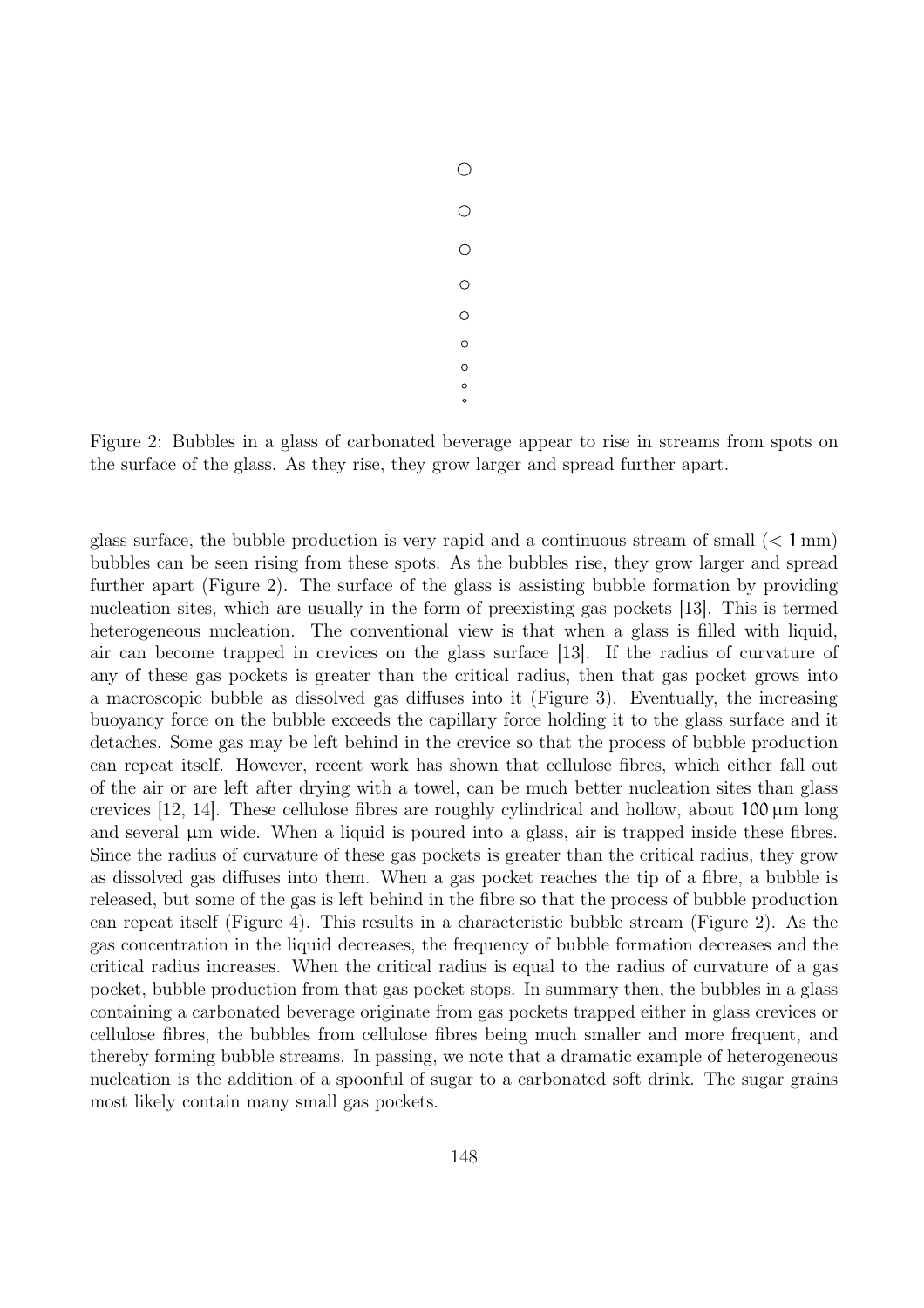Figure 2: Bubbles in a glass of carbonated beverage appear to rise in streams from spots on the surface of the glass. As they rise, they grow larger and spread further apart.

glass surface, the bubble production is very rapid and a continuous stream of small ($< 1$ mm) bubbles can be seen rising from these spots. As the bubbles rise, they grow larger and spread further apart (Figure 2). The surface of the glass is assisting bubble formation by providing nucleation sites, which are usually in the form of preexisting gas pockets [13]. This is termed heterogeneous nucleation. The conventional view is that when a glass is filled with liquid, air can become trapped in crevices on the glass surface [13]. If the radius of curvature of any of these gas pockets is greater than the critical radius, then that gas pocket grows into a macroscopic bubble as dissolved gas diffuses into it (Figure 3). Eventually, the increasing buoyancy force on the bubble exceeds the capillary force holding it to the glass surface and it detaches. Some gas may be left behind in the crevice so that the process of bubble production can repeat itself. However, recent work has shown that cellulose fibres, which either fall out of the air or are left after drying with a towel, can be much better nucleation sites than glass crevices [12, 14]. These cellulose fibres are roughly cylindrical and hollow, about $100\,\mu$m long and several $\mu$m wide. When a liquid is poured into a glass, air is trapped inside these fibres. Since the radius of curvature of these gas pockets is greater than the critical radius, they grow as dissolved gas diffuses into them. When a gas pocket reaches the tip of a fibre, a bubble is released, but some of the gas is left behind in the fibre so that the process of bubble production can repeat itself (Figure 4). This results in a characteristic bubble stream (Figure 2). As the gas concentration in the liquid decreases, the frequency of bubble formation decreases and the critical radius increases. When the critical radius is equal to the radius of curvature of a gas pocket, bubble production from that gas pocket stops. In summary then, the bubbles in a glass containing a carbonated beverage originate from gas pockets trapped either in glass crevices or cellulose fibres, the bubbles from cellulose fibres being much smaller and more frequent, and thereby forming bubble streams. In passing, we note that a dramatic example of heterogeneous nucleation is the addition of a spoonful of sugar to a carbonated soft drink. The sugar grains most likely contain many small gas pockets.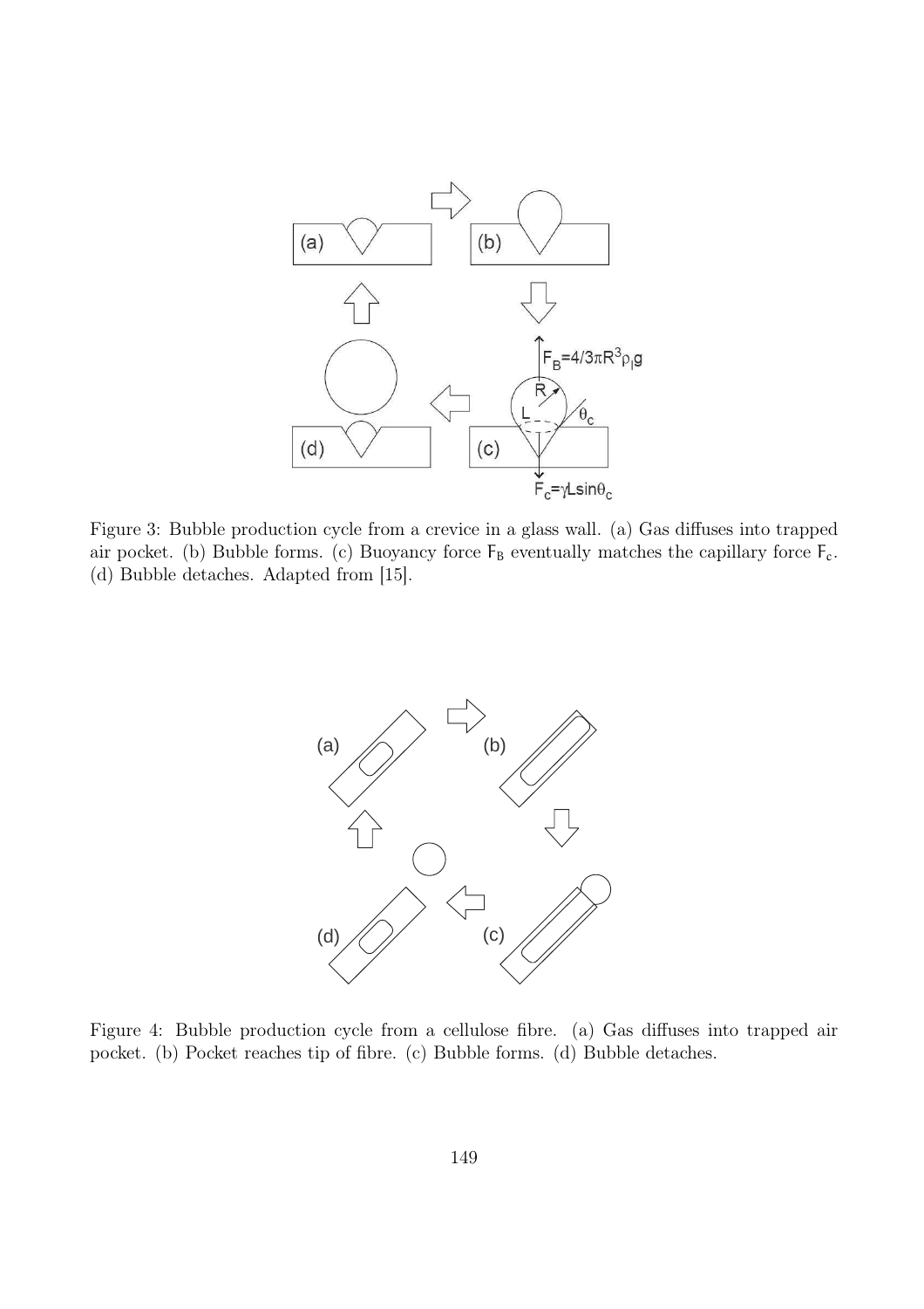Figure 3: Bubble production cycle from a crevice in a glass wall. (a) Gas diffuses into trapped air pocket. (b) Bubble forms. (c) Buoyancy force $F_B$ eventually matches the capillary force $F_c$. (d) Bubble detaches. Adapted from [15].

Figure 4: Bubble production cycle from a cellulose fibre. (a) Gas diffuses into trapped air pocket. (b) Pocket reaches tip of fibre. (c) Bubble forms. (d) Bubble detaches.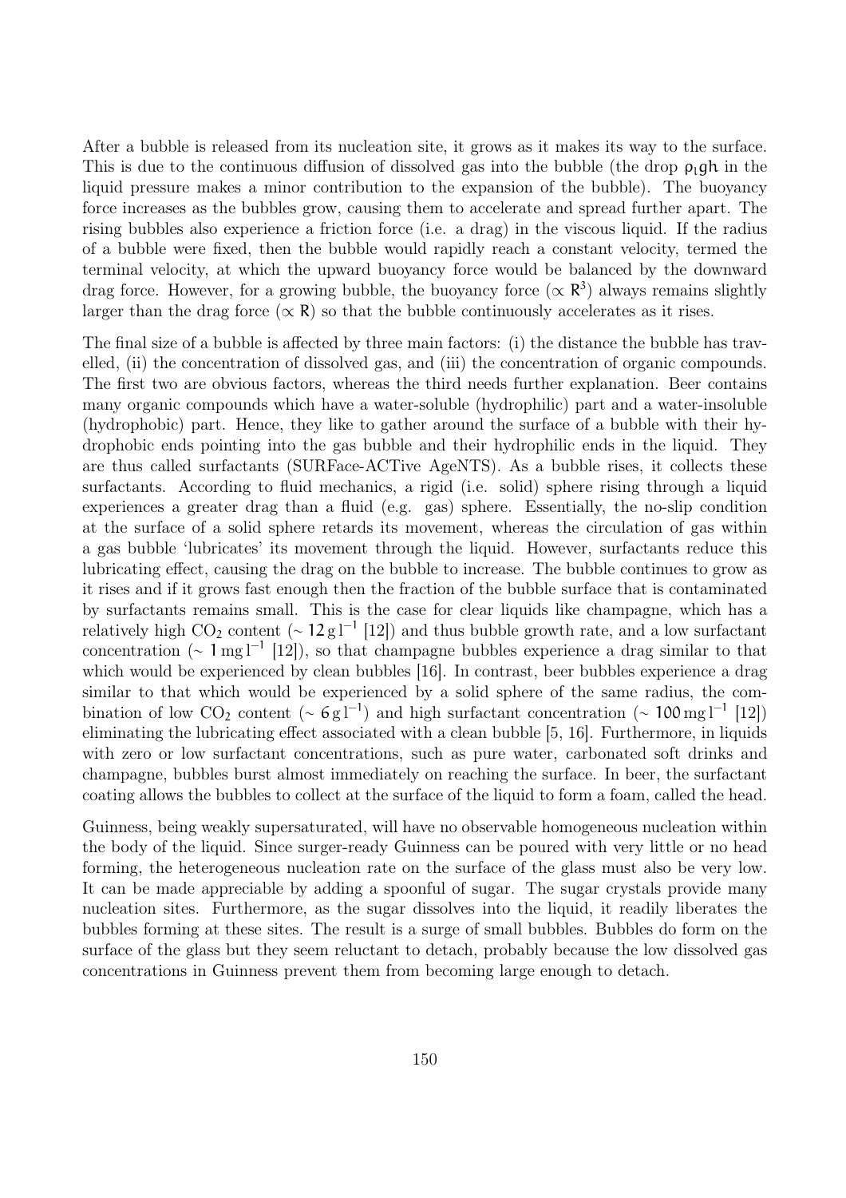After a bubble is released from its nucleation site, it grows as it makes its way to the surface. This is due to the continuous diffusion of dissolved gas into the bubble (the drop $\rho_l g h$ in the liquid pressure makes a minor contribution to the expansion of the bubble). The buoyancy force increases as the bubbles grow, causing them to accelerate and spread further apart. The rising bubbles also experience a friction force (i.e. a drag) in the viscous liquid. If the radius of a bubble were fixed, then the bubble would rapidly reach a constant velocity, termed the terminal velocity, at which the upward buoyancy force would be balanced by the downward drag force. However, for a growing bubble, the buoyancy force ($\propto R^3$) always remains slightly larger than the drag force ($\propto R$) so that the bubble continuously accelerates as it rises.

The final size of a bubble is affected by three main factors: (i) the distance the bubble has travelled, (ii) the concentration of dissolved gas, and (iii) the concentration of organic compounds. The first two are obvious factors, whereas the third needs further explanation. Beer contains many organic compounds which have a water-soluble (hydrophilic) part and a water-insoluble (hydrophobic) part. Hence, they like to gather around the surface of a bubble with their hydrophobic ends pointing into the gas bubble and their hydrophilic ends in the liquid. They are thus called surfactants (SURFace-ACTive AgeNTS). As a bubble rises, it collects these surfactants. According to fluid mechanics, a rigid (i.e. solid) sphere rising through a liquid experiences a greater drag than a fluid (e.g. gas) sphere. Essentially, the no-slip condition at the surface of a solid sphere retards its movement, whereas the circulation of gas within a gas bubble 'lubricates' its movement through the liquid. However, surfactants reduce this lubricating effect, causing the drag on the bubble to increase. The bubble continues to grow as it rises and if it grows fast enough then the fraction of the bubble surface that is contaminated by surfactants remains small. This is the case for clear liquids like champagne, which has a relatively high $CO_2$ content ($\sim 12\,\mathrm{g\,l^{-1}}$ [12]) and thus bubble growth rate, and a low surfactant concentration ($\sim 1\,\mathrm{mg\,l^{-1}}$ [12]), so that champagne bubbles experience a drag similar to that which would be experienced by clean bubbles [16]. In contrast, beer bubbles experience a drag similar to that which would be experienced by a solid sphere of the same radius, the combination of low $CO_2$ content ($\sim 6\,\mathrm{g\,l^{-1}}$) and high surfactant concentration ($\sim 100\,\mathrm{mg\,l^{-1}}$ [12]) eliminating the lubricating effect associated with a clean bubble [5, 16]. Furthermore, in liquids with zero or low surfactant concentrations, such as pure water, carbonated soft drinks and champagne, bubbles burst almost immediately on reaching the surface. In beer, the surfactant coating allows the bubbles to collect at the surface of the liquid to form a foam, called the head.

Guinness, being weakly supersaturated, will have no observable homogeneous nucleation within the body of the liquid. Since surger-ready Guinness can be poured with very little or no head forming, the heterogeneous nucleation rate on the surface of the glass must also be very low. It can be made appreciable by adding a spoonful of sugar. The sugar crystals provide many nucleation sites. Furthermore, as the sugar dissolves into the liquid, it readily liberates the bubbles forming at these sites. The result is a surge of small bubbles. Bubbles do form on the surface of the glass but they seem reluctant to detach, probably because the low dissolved gas concentrations in Guinness prevent them from becoming large enough to detach.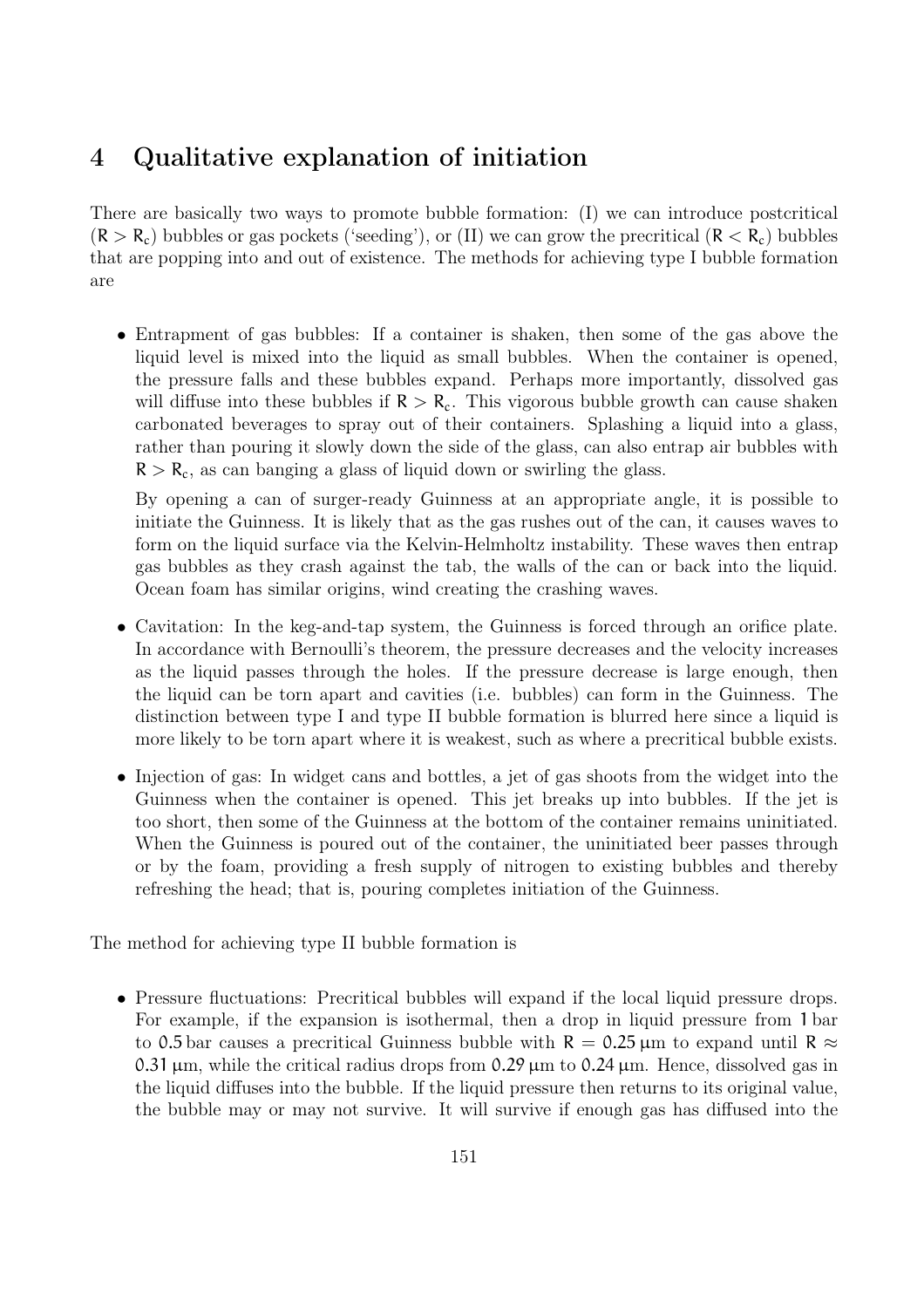# 4 Qualitative explanation of initiation

There are basically two ways to promote bubble formation: (I) we can introduce postcritical ($R > R_c$) bubbles or gas pockets ('seeding'), or (II) we can grow the precritical ($R < R_c$) bubbles that are popping into and out of existence. The methods for achieving type I bubble formation are

- Entrapment of gas bubbles: If a container is shaken, then some of the gas above the liquid level is mixed into the liquid as small bubbles. When the container is opened, the pressure falls and these bubbles expand. Perhaps more importantly, dissolved gas will diffuse into these bubbles if $R > R_c$. This vigorous bubble growth can cause shaken carbonated beverages to spray out of their containers. Splashing a liquid into a glass, rather than pouring it slowly down the side of the glass, can also entrap air bubbles with $R > R_c$, as can banging a glass of liquid down or swirling the glass.

  By opening a can of surger-ready Guinness at an appropriate angle, it is possible to initiate the Guinness. It is likely that as the gas rushes out of the can, it causes waves to form on the liquid surface via the Kelvin-Helmholtz instability. These waves then entrap gas bubbles as they crash against the tab, the walls of the can or back into the liquid. Ocean foam has similar origins, wind creating the crashing waves.

- Cavitation: In the keg-and-tap system, the Guinness is forced through an orifice plate. In accordance with Bernoulli's theorem, the pressure decreases and the velocity increases as the liquid passes through the holes. If the pressure decrease is large enough, then the liquid can be torn apart and cavities (i.e. bubbles) can form in the Guinness. The distinction between type I and type II bubble formation is blurred here since a liquid is more likely to be torn apart where it is weakest, such as where a precritical bubble exists.

- Injection of gas: In widget cans and bottles, a jet of gas shoots from the widget into the Guinness when the container is opened. This jet breaks up into bubbles. If the jet is too short, then some of the Guinness at the bottom of the container remains uninitiated. When the Guinness is poured out of the container, the uninitiated beer passes through or by the foam, providing a fresh supply of nitrogen to existing bubbles and thereby refreshing the head; that is, pouring completes initiation of the Guinness.

The method for achieving type II bubble formation is

- Pressure fluctuations: Precritical bubbles will expand if the local liquid pressure drops. For example, if the expansion is isothermal, then a drop in liquid pressure from $1$ bar to $0.5$ bar causes a precritical Guinness bubble with $R = 0.25\,\mu\text{m}$ to expand until $R \approx 0.31\,\mu\text{m}$, while the critical radius drops from $0.29\,\mu\text{m}$ to $0.24\,\mu\text{m}$. Hence, dissolved gas in the liquid diffuses into the bubble. If the liquid pressure then returns to its original value, the bubble may or may not survive. It will survive if enough gas has diffused into the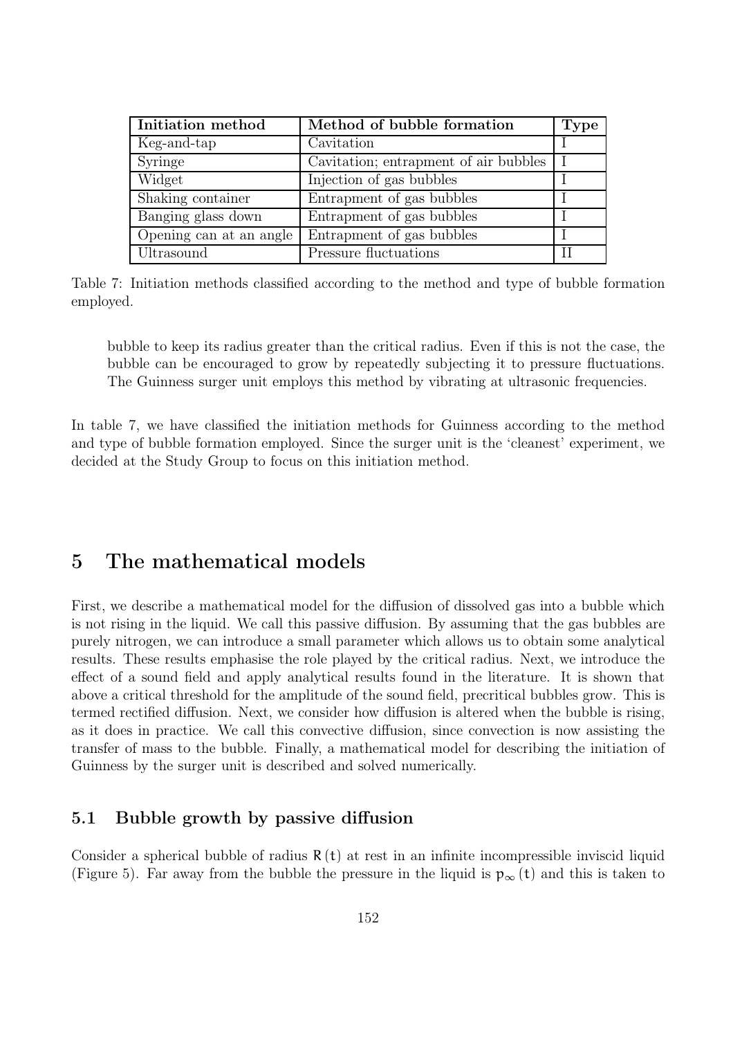| Initiation method | Method of bubble formation | Type |
|---|---|---|
| Keg-and-tap | Cavitation | I |
| Syringe | Cavitation; entrapment of air bubbles | I |
| Widget | Injection of gas bubbles | I |
| Shaking container | Entrapment of gas bubbles | I |
| Banging glass down | Entrapment of gas bubbles | I |
| Opening can at an angle | Entrapment of gas bubbles | I |
| Ultrasound | Pressure fluctuations | II |

Table 7: Initiation methods classified according to the method and type of bubble formation employed.

> bubble to keep its radius greater than the critical radius. Even if this is not the case, the bubble can be encouraged to grow by repeatedly subjecting it to pressure fluctuations. The Guinness surger unit employs this method by vibrating at ultrasonic frequencies.

In table 7, we have classified the initiation methods for Guinness according to the method and type of bubble formation employed. Since the surger unit is the 'cleanest' experiment, we decided at the Study Group to focus on this initiation method.

# 5 The mathematical models

First, we describe a mathematical model for the diffusion of dissolved gas into a bubble which is not rising in the liquid. We call this passive diffusion. By assuming that the gas bubbles are purely nitrogen, we can introduce a small parameter which allows us to obtain some analytical results. These results emphasise the role played by the critical radius. Next, we introduce the effect of a sound field and apply analytical results found in the literature. It is shown that above a critical threshold for the amplitude of the sound field, precritical bubbles grow. This is termed rectified diffusion. Next, we consider how diffusion is altered when the bubble is rising, as it does in practice. We call this convective diffusion, since convection is now assisting the transfer of mass to the bubble. Finally, a mathematical model for describing the initiation of Guinness by the surger unit is described and solved numerically.

## 5.1 Bubble growth by passive diffusion

Consider a spherical bubble of radius $R(t)$ at rest in an infinite incompressible inviscid liquid (Figure 5). Far away from the bubble the pressure in the liquid is $p_\infty(t)$ and this is taken to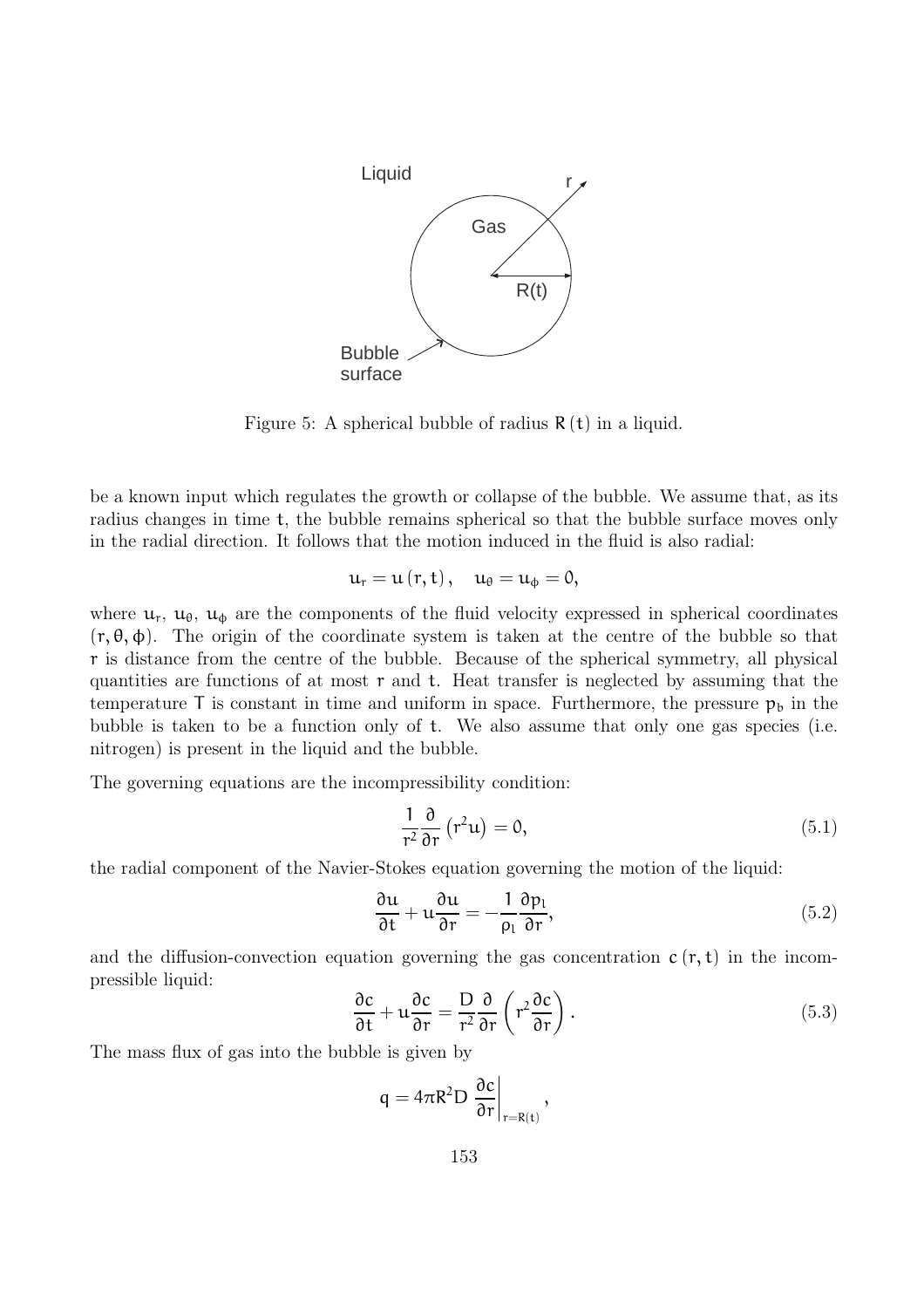Figure 5: A spherical bubble of radius $R(t)$ in a liquid.

be a known input which regulates the growth or collapse of the bubble. We assume that, as its radius changes in time $t$, the bubble remains spherical so that the bubble surface moves only in the radial direction. It follows that the motion induced in the fluid is also radial:

$$u_r = u(r,t), \quad u_\theta = u_\phi = 0,$$

where $u_r$, $u_\theta$, $u_\phi$ are the components of the fluid velocity expressed in spherical coordinates $(r, \theta, \phi)$. The origin of the coordinate system is taken at the centre of the bubble so that $r$ is distance from the centre of the bubble. Because of the spherical symmetry, all physical quantities are functions of at most $r$ and $t$. Heat transfer is neglected by assuming that the temperature $T$ is constant in time and uniform in space. Furthermore, the pressure $p_b$ in the bubble is taken to be a function only of $t$. We also assume that only one gas species (i.e. nitrogen) is present in the liquid and the bubble.

The governing equations are the incompressibility condition:

$$\frac{1}{r^2}\frac{\partial}{\partial r}\left(r^2 u\right) = 0, \tag{5.1}$$

the radial component of the Navier-Stokes equation governing the motion of the liquid:

$$\frac{\partial u}{\partial t} + u\frac{\partial u}{\partial r} = -\frac{1}{\rho_l}\frac{\partial p_l}{\partial r}, \tag{5.2}$$

and the diffusion-convection equation governing the gas concentration $c(r,t)$ in the incompressible liquid:

$$\frac{\partial c}{\partial t} + u\frac{\partial c}{\partial r} = \frac{D}{r^2}\frac{\partial}{\partial r}\left(r^2\frac{\partial c}{\partial r}\right). \tag{5.3}$$

The mass flux of gas into the bubble is given by

$$q = 4\pi R^2 D \left.\frac{\partial c}{\partial r}\right|_{r=R(t)},$$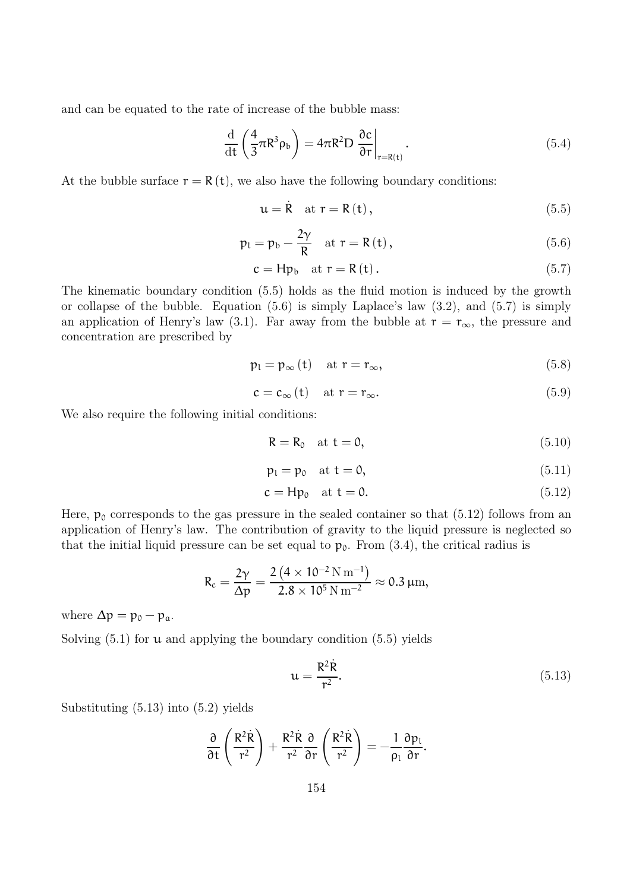and can be equated to the rate of increase of the bubble mass:

$$\frac{\mathrm{d}}{\mathrm{d}t}\left(\frac{4}{3}\pi R^3 \rho_b\right) = 4\pi R^2 D \left.\frac{\partial c}{\partial r}\right|_{r=R(t)}. \tag{5.4}$$

At the bubble surface $r = R(t)$, we also have the following boundary conditions:

$$u = \dot{R} \quad \text{at } r = R(t), \tag{5.5}$$

$$p_l = p_b - \frac{2\gamma}{R} \quad \text{at } r = R(t), \tag{5.6}$$

$$c = Hp_b \quad \text{at } r = R(t). \tag{5.7}$$

The kinematic boundary condition (5.5) holds as the fluid motion is induced by the growth or collapse of the bubble. Equation (5.6) is simply Laplace's law (3.2), and (5.7) is simply an application of Henry's law (3.1). Far away from the bubble at $r = r_\infty$, the pressure and concentration are prescribed by

$$p_l = p_\infty(t) \quad \text{at } r = r_\infty, \tag{5.8}$$

$$c = c_\infty(t) \quad \text{at } r = r_\infty. \tag{5.9}$$

We also require the following initial conditions:

$$R = R_0 \quad \text{at } t = 0, \tag{5.10}$$

$$p_l = p_0 \quad \text{at } t = 0, \tag{5.11}$$

$$c = Hp_0 \quad \text{at } t = 0. \tag{5.12}$$

Here, $p_0$ corresponds to the gas pressure in the sealed container so that (5.12) follows from an application of Henry's law. The contribution of gravity to the liquid pressure is neglected so that the initial liquid pressure can be set equal to $p_0$. From (3.4), the critical radius is

$$R_c = \frac{2\gamma}{\Delta p} = \frac{2\left(4 \times 10^{-2}\,\mathrm{N\,m^{-1}}\right)}{2.8 \times 10^5\,\mathrm{N\,m^{-2}}} \approx 0.3\,\mu\mathrm{m},$$

where $\Delta p = p_0 - p_a$.

Solving (5.1) for $u$ and applying the boundary condition (5.5) yields

$$u = \frac{R^2 \dot{R}}{r^2}. \tag{5.13}$$

Substituting (5.13) into (5.2) yields

$$\frac{\partial}{\partial t}\left(\frac{R^2\dot{R}}{r^2}\right) + \frac{R^2\dot{R}}{r^2}\frac{\partial}{\partial r}\left(\frac{R^2\dot{R}}{r^2}\right) = -\frac{1}{\rho_l}\frac{\partial p_l}{\partial r}.$$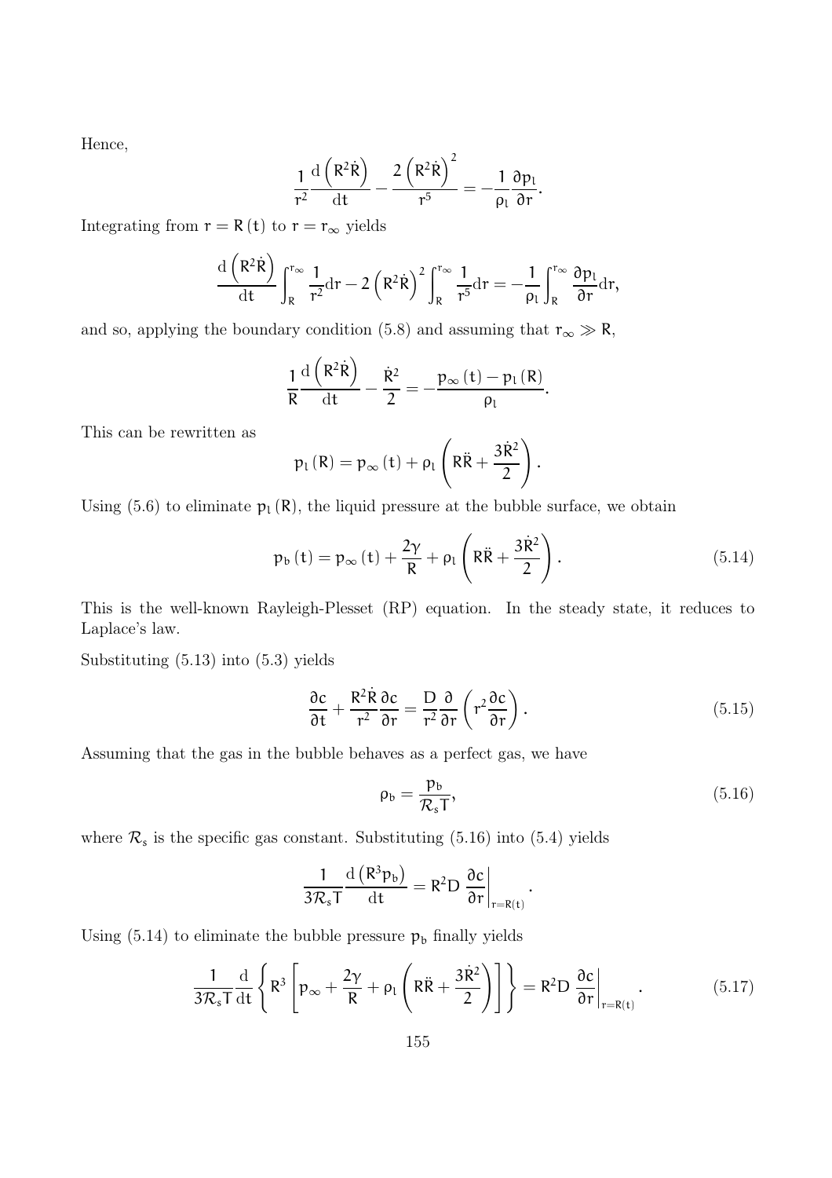Hence,

$$\frac{1}{r^2}\frac{\mathrm{d}\left(R^2\dot{R}\right)}{\mathrm{d}t} - \frac{2\left(R^2\dot{R}\right)^2}{r^5} = -\frac{1}{\rho_l}\frac{\partial p_l}{\partial r}.$$

Integrating from $r = R(t)$ to $r = r_\infty$ yields

$$\frac{\mathrm{d}\left(R^2\dot{R}\right)}{\mathrm{d}t}\int_R^{r_\infty}\frac{1}{r^2}\mathrm{d}r - 2\left(R^2\dot{R}\right)^2\int_R^{r_\infty}\frac{1}{r^5}\mathrm{d}r = -\frac{1}{\rho_l}\int_R^{r_\infty}\frac{\partial p_l}{\partial r}\mathrm{d}r,$$

and so, applying the boundary condition (5.8) and assuming that $r_\infty \gg R$,

$$\frac{1}{R}\frac{\mathrm{d}\left(R^2\dot{R}\right)}{\mathrm{d}t} - \frac{\dot{R}^2}{2} = -\frac{p_\infty(t) - p_l(R)}{\rho_l}.$$

This can be rewritten as

$$p_l(R) = p_\infty(t) + \rho_l\left(R\ddot{R} + \frac{3\dot{R}^2}{2}\right).$$

Using (5.6) to eliminate $p_l(R)$, the liquid pressure at the bubble surface, we obtain

$$p_b(t) = p_\infty(t) + \frac{2\gamma}{R} + \rho_l\left(R\ddot{R} + \frac{3\dot{R}^2}{2}\right). \tag{5.14}$$

This is the well-known Rayleigh-Plesset (RP) equation. In the steady state, it reduces to Laplace's law.

Substituting (5.13) into (5.3) yields

$$\frac{\partial c}{\partial t} + \frac{R^2\dot{R}}{r^2}\frac{\partial c}{\partial r} = \frac{D}{r^2}\frac{\partial}{\partial r}\left(r^2\frac{\partial c}{\partial r}\right). \tag{5.15}$$

Assuming that the gas in the bubble behaves as a perfect gas, we have

$$\rho_b = \frac{p_b}{\mathcal{R}_s T}, \tag{5.16}$$

where $\mathcal{R}_s$ is the specific gas constant. Substituting (5.16) into (5.4) yields

$$\frac{1}{3\mathcal{R}_s T}\frac{\mathrm{d}\left(R^3 p_b\right)}{\mathrm{d}t} = R^2 D\left.\frac{\partial c}{\partial r}\right|_{r=R(t)}.$$

Using (5.14) to eliminate the bubble pressure $p_b$ finally yields

$$\frac{1}{3\mathcal{R}_s T}\frac{\mathrm{d}}{\mathrm{d}t}\left\{R^3\left[p_\infty + \frac{2\gamma}{R} + \rho_l\left(R\ddot{R} + \frac{3\dot{R}^2}{2}\right)\right]\right\} = R^2 D\left.\frac{\partial c}{\partial r}\right|_{r=R(t)}. \tag{5.17}$$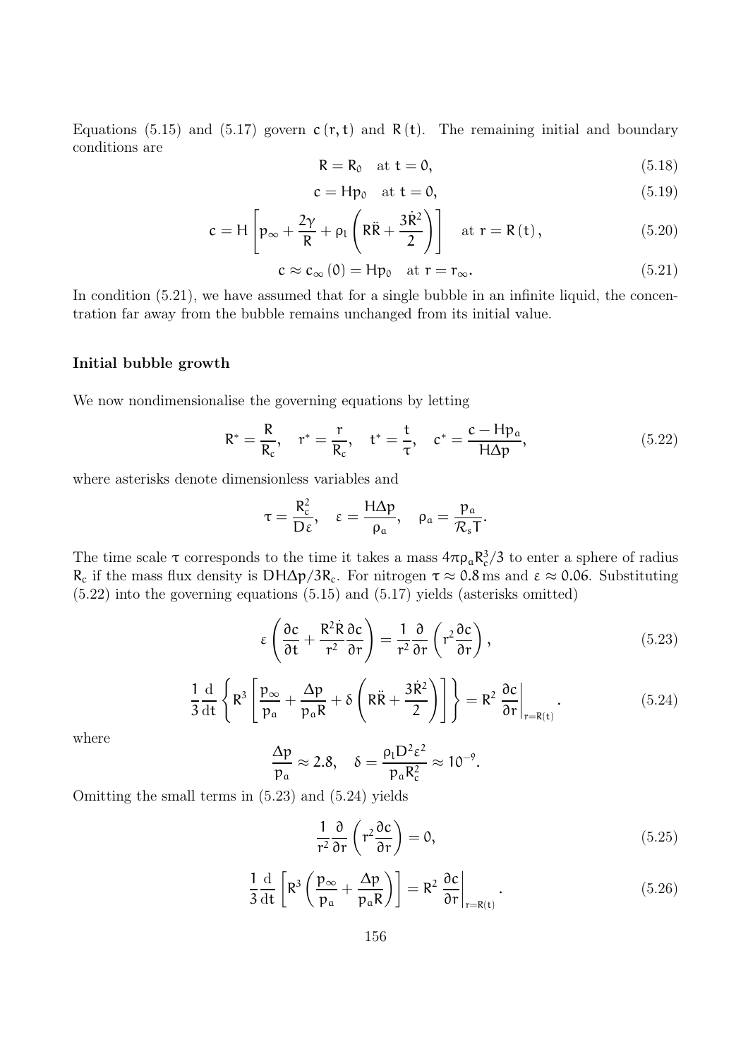Equations (5.15) and (5.17) govern $c(r,t)$ and $R(t)$. The remaining initial and boundary conditions are

$$R = R_0 \quad \text{at } t = 0, \tag{5.18}$$

$$c = Hp_0 \quad \text{at } t = 0, \tag{5.19}$$

$$c = H\left[p_\infty + \frac{2\gamma}{R} + \rho_l\left(R\ddot{R} + \frac{3\dot{R}^2}{2}\right)\right] \quad \text{at } r = R(t), \tag{5.20}$$

$$c \approx c_\infty(0) = Hp_0 \quad \text{at } r = r_\infty. \tag{5.21}$$

In condition (5.21), we have assumed that for a single bubble in an infinite liquid, the concentration far away from the bubble remains unchanged from its initial value.

**Initial bubble growth**

We now nondimensionalise the governing equations by letting

$$R^* = \frac{R}{R_c}, \quad r^* = \frac{r}{R_c}, \quad t^* = \frac{t}{\tau}, \quad c^* = \frac{c - Hp_a}{H\Delta p}, \tag{5.22}$$

where asterisks denote dimensionless variables and

$$\tau = \frac{R_c^2}{D\varepsilon}, \quad \varepsilon = \frac{H\Delta p}{\rho_a}, \quad \rho_a = \frac{p_a}{\mathcal{R}_s T}.$$

The time scale $\tau$ corresponds to the time it takes a mass $4\pi\rho_a R_c^3/3$ to enter a sphere of radius $R_c$ if the mass flux density is $DH\Delta p/3R_c$. For nitrogen $\tau \approx 0.8$ ms and $\varepsilon \approx 0.06$. Substituting (5.22) into the governing equations (5.15) and (5.17) yields (asterisks omitted)

$$\varepsilon\left(\frac{\partial c}{\partial t} + \frac{R^2\dot{R}}{r^2}\frac{\partial c}{\partial r}\right) = \frac{1}{r^2}\frac{\partial}{\partial r}\left(r^2\frac{\partial c}{\partial r}\right), \tag{5.23}$$

$$\frac{1}{3}\frac{d}{dt}\left\{R^3\left[\frac{p_\infty}{p_a} + \frac{\Delta p}{p_a R} + \delta\left(R\ddot{R} + \frac{3\dot{R}^2}{2}\right)\right]\right\} = R^2 \left.\frac{\partial c}{\partial r}\right|_{r=R(t)}. \tag{5.24}$$

where

$$\frac{\Delta p}{p_a} \approx 2.8, \quad \delta = \frac{\rho_l D^2 \varepsilon^2}{p_a R_c^2} \approx 10^{-9}.$$

Omitting the small terms in (5.23) and (5.24) yields

$$\frac{1}{r^2}\frac{\partial}{\partial r}\left(r^2\frac{\partial c}{\partial r}\right) = 0, \tag{5.25}$$

$$\frac{1}{3}\frac{d}{dt}\left[R^3\left(\frac{p_\infty}{p_a} + \frac{\Delta p}{p_a R}\right)\right] = R^2 \left.\frac{\partial c}{\partial r}\right|_{r=R(t)}. \tag{5.26}$$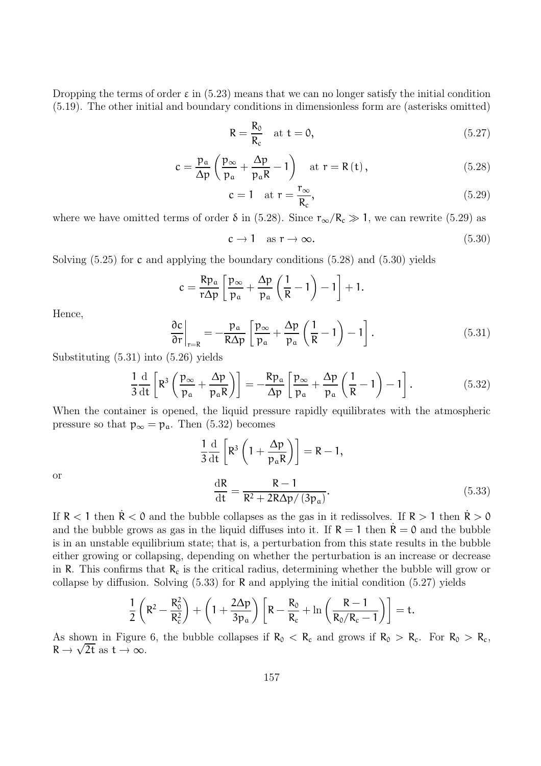Dropping the terms of order $\varepsilon$ in (5.23) means that we can no longer satisfy the initial condition (5.19). The other initial and boundary conditions in dimensionless form are (asterisks omitted)

$$R = \frac{R_0}{R_c} \quad \text{at } t = 0, \tag{5.27}$$

$$c = \frac{p_a}{\Delta p}\left(\frac{p_\infty}{p_a} + \frac{\Delta p}{p_a R} - 1\right) \quad \text{at } r = R(t), \tag{5.28}$$

$$c = 1 \quad \text{at } r = \frac{r_\infty}{R_c}, \tag{5.29}$$

where we have omitted terms of order $\delta$ in (5.28). Since $r_\infty/R_c \gg 1$, we can rewrite (5.29) as

$$c \to 1 \quad \text{as } r \to \infty. \tag{5.30}$$

Solving (5.25) for $c$ and applying the boundary conditions (5.28) and (5.30) yields

$$c = \frac{R p_a}{r \Delta p}\left[\frac{p_\infty}{p_a} + \frac{\Delta p}{p_a}\left(\frac{1}{R} - 1\right) - 1\right] + 1.$$

Hence,

$$\left.\frac{\partial c}{\partial r}\right|_{r=R} = -\frac{p_a}{R\Delta p}\left[\frac{p_\infty}{p_a} + \frac{\Delta p}{p_a}\left(\frac{1}{R} - 1\right) - 1\right]. \tag{5.31}$$

Substituting (5.31) into (5.26) yields

$$\frac{1}{3}\frac{\mathrm{d}}{\mathrm{d}t}\left[R^3\left(\frac{p_\infty}{p_a} + \frac{\Delta p}{p_a R}\right)\right] = -\frac{R p_a}{\Delta p}\left[\frac{p_\infty}{p_a} + \frac{\Delta p}{p_a}\left(\frac{1}{R} - 1\right) - 1\right]. \tag{5.32}$$

When the container is opened, the liquid pressure rapidly equilibrates with the atmospheric pressure so that $p_\infty = p_a$. Then (5.32) becomes

$$\frac{1}{3}\frac{\mathrm{d}}{\mathrm{d}t}\left[R^3\left(1 + \frac{\Delta p}{p_a R}\right)\right] = R - 1,$$

or

$$\frac{\mathrm{d}R}{\mathrm{d}t} = \frac{R - 1}{R^2 + 2R\Delta p/(3p_a)}. \tag{5.33}$$

If $R < 1$ then $\dot{R} < 0$ and the bubble collapses as the gas in it redissolves. If $R > 1$ then $\dot{R} > 0$ and the bubble grows as gas in the liquid diffuses into it. If $R = 1$ then $\dot{R} = 0$ and the bubble is in an unstable equilibrium state; that is, a perturbation from this state results in the bubble either growing or collapsing, depending on whether the perturbation is an increase or decrease in $R$. This confirms that $R_c$ is the critical radius, determining whether the bubble will grow or collapse by diffusion. Solving (5.33) for $R$ and applying the initial condition (5.27) yields

$$\frac{1}{2}\left(R^2 - \frac{R_0^2}{R_c^2}\right) + \left(1 + \frac{2\Delta p}{3p_a}\right)\left[R - \frac{R_0}{R_c} + \ln\left(\frac{R - 1}{R_0/R_c - 1}\right)\right] = t.$$

As shown in Figure 6, the bubble collapses if $R_0 < R_c$ and grows if $R_0 > R_c$. For $R_0 > R_c$, $R \to \sqrt{2t}$ as $t \to \infty$.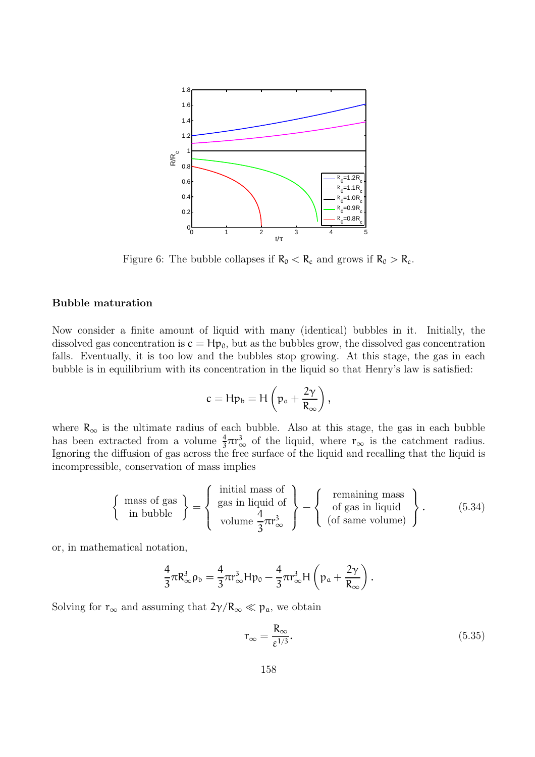Figure 6: The bubble collapses if $R_0 < R_c$ and grows if $R_0 > R_c$.

### Bubble maturation

Now consider a finite amount of liquid with many (identical) bubbles in it. Initially, the dissolved gas concentration is $c = Hp_0$, but as the bubbles grow, the dissolved gas concentration falls. Eventually, it is too low and the bubbles stop growing. At this stage, the gas in each bubble is in equilibrium with its concentration in the liquid so that Henry's law is satisfied:

$$c = Hp_b = H\left(p_a + \frac{2\gamma}{R_\infty}\right),$$

where $R_\infty$ is the ultimate radius of each bubble. Also at this stage, the gas in each bubble has been extracted from a volume $\frac{4}{3}\pi r_\infty^3$ of the liquid, where $r_\infty$ is the catchment radius. Ignoring the diffusion of gas across the free surface of the liquid and recalling that the liquid is incompressible, conservation of mass implies

$$\left\{\begin{array}{c}\text{mass of gas}\\ \text{in bubble}\end{array}\right\} = \left\{\begin{array}{c}\text{initial mass of}\\ \text{gas in liquid of}\\ \text{volume } \dfrac{4}{3}\pi r_\infty^3\end{array}\right\} - \left\{\begin{array}{c}\text{remaining mass}\\ \text{of gas in liquid}\\ \text{(of same volume)}\end{array}\right\}. \tag{5.34}$$

or, in mathematical notation,

$$\frac{4}{3}\pi R_\infty^3 \rho_b = \frac{4}{3}\pi r_\infty^3 H p_0 - \frac{4}{3}\pi r_\infty^3 H\left(p_a + \frac{2\gamma}{R_\infty}\right).$$

Solving for $r_\infty$ and assuming that $2\gamma/R_\infty \ll p_a$, we obtain

$$r_\infty = \frac{R_\infty}{\varepsilon^{1/3}}. \tag{5.35}$$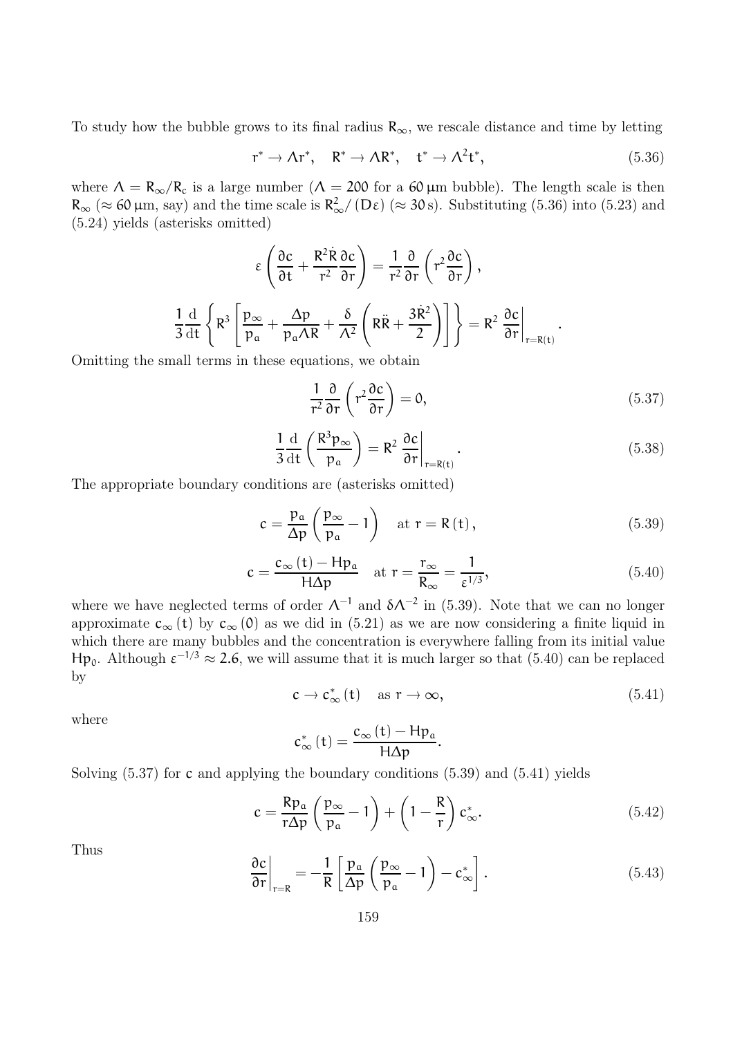To study how the bubble grows to its final radius $R_\infty$, we rescale distance and time by letting

$$r^* \to \Lambda r^*, \quad R^* \to \Lambda R^*, \quad t^* \to \Lambda^2 t^*, \tag{5.36}$$

where $\Lambda = R_\infty / R_c$ is a large number ($\Lambda = 200$ for a $60\,\mu\text{m}$ bubble). The length scale is then $R_\infty$ ($\approx 60\,\mu\text{m}$, say) and the time scale is $R_\infty^2/(D\varepsilon)$ ($\approx 30\,\text{s}$). Substituting (5.36) into (5.23) and (5.24) yields (asterisks omitted)

$$\varepsilon \left( \frac{\partial c}{\partial t} + \frac{R^2 \dot{R}}{r^2} \frac{\partial c}{\partial r} \right) = \frac{1}{r^2} \frac{\partial}{\partial r} \left( r^2 \frac{\partial c}{\partial r} \right),$$

$$\frac{1}{3} \frac{\mathrm{d}}{\mathrm{d}t} \left\{ R^3 \left[ \frac{p_\infty}{p_a} + \frac{\Delta p}{p_a \Lambda R} + \frac{\delta}{\Lambda^2} \left( R\ddot{R} + \frac{3\dot{R}^2}{2} \right) \right] \right\} = R^2 \left. \frac{\partial c}{\partial r} \right|_{r=R(t)}.$$

Omitting the small terms in these equations, we obtain

$$\frac{1}{r^2} \frac{\partial}{\partial r} \left( r^2 \frac{\partial c}{\partial r} \right) = 0, \tag{5.37}$$

$$\frac{1}{3} \frac{\mathrm{d}}{\mathrm{d}t} \left( \frac{R^3 p_\infty}{p_a} \right) = R^2 \left. \frac{\partial c}{\partial r} \right|_{r=R(t)}. \tag{5.38}$$

The appropriate boundary conditions are (asterisks omitted)

$$c = \frac{p_a}{\Delta p} \left( \frac{p_\infty}{p_a} - 1 \right) \quad \text{at } r = R(t), \tag{5.39}$$

$$c = \frac{c_\infty(t) - H p_a}{H \Delta p} \quad \text{at } r = \frac{r_\infty}{R_\infty} = \frac{1}{\varepsilon^{1/3}}, \tag{5.40}$$

where we have neglected terms of order $\Lambda^{-1}$ and $\delta \Lambda^{-2}$ in (5.39). Note that we can no longer approximate $c_\infty(t)$ by $c_\infty(0)$ as we did in (5.21) as we are now considering a finite liquid in which there are many bubbles and the concentration is everywhere falling from its initial value $H p_0$. Although $\varepsilon^{-1/3} \approx 2.6$, we will assume that it is much larger so that (5.40) can be replaced by

$$c \to c_\infty^*(t) \quad \text{as } r \to \infty, \tag{5.41}$$

where

$$c_\infty^*(t) = \frac{c_\infty(t) - H p_a}{H \Delta p}.$$

Solving (5.37) for $c$ and applying the boundary conditions (5.39) and (5.41) yields

$$c = \frac{R p_a}{r \Delta p} \left( \frac{p_\infty}{p_a} - 1 \right) + \left( 1 - \frac{R}{r} \right) c_\infty^*. \tag{5.42}$$

Thus

$$\left. \frac{\partial c}{\partial r} \right|_{r=R} = -\frac{1}{R} \left[ \frac{p_a}{\Delta p} \left( \frac{p_\infty}{p_a} - 1 \right) - c_\infty^* \right]. \tag{5.43}$$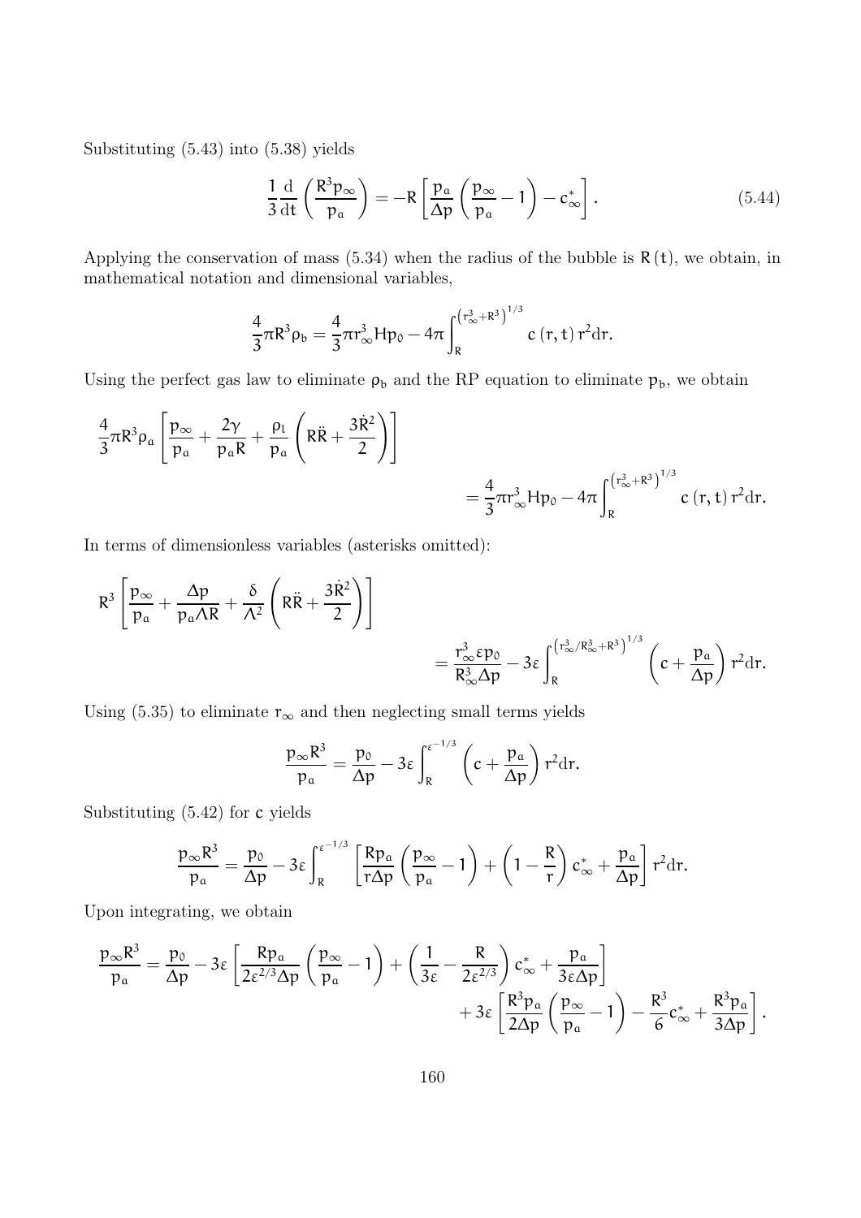Substituting (5.43) into (5.38) yields

$$\frac{1}{3}\frac{\mathrm{d}}{\mathrm{d}t}\left(\frac{R^3 p_\infty}{p_a}\right) = -R\left[\frac{p_a}{\Delta p}\left(\frac{p_\infty}{p_a} - 1\right) - c_\infty^*\right]. \tag{5.44}$$

Applying the conservation of mass (5.34) when the radius of the bubble is $R(t)$, we obtain, in mathematical notation and dimensional variables,

$$\frac{4}{3}\pi R^3 \rho_b = \frac{4}{3}\pi r_\infty^3 H p_0 - 4\pi \int_R^{\left(r_\infty^3 + R^3\right)^{1/3}} c(r,t)\, r^2 \mathrm{d}r.$$

Using the perfect gas law to eliminate $\rho_b$ and the RP equation to eliminate $p_b$, we obtain

$$\frac{4}{3}\pi R^3 \rho_a \left[\frac{p_\infty}{p_a} + \frac{2\gamma}{p_a R} + \frac{\rho_l}{p_a}\left(R\ddot{R} + \frac{3\dot{R}^2}{2}\right)\right] = \frac{4}{3}\pi r_\infty^3 H p_0 - 4\pi \int_R^{\left(r_\infty^3 + R^3\right)^{1/3}} c(r,t)\, r^2 \mathrm{d}r.$$

In terms of dimensionless variables (asterisks omitted):

$$R^3\left[\frac{p_\infty}{p_a} + \frac{\Delta p}{p_a \Lambda R} + \frac{\delta}{\Lambda^2}\left(R\ddot{R} + \frac{3\dot{R}^2}{2}\right)\right] = \frac{r_\infty^3 \varepsilon p_0}{R_\infty^3 \Delta p} - 3\varepsilon \int_R^{\left(r_\infty^3/R_\infty^3 + R^3\right)^{1/3}} \left(c + \frac{p_a}{\Delta p}\right) r^2 \mathrm{d}r.$$

Using (5.35) to eliminate $r_\infty$ and then neglecting small terms yields

$$\frac{p_\infty R^3}{p_a} = \frac{p_0}{\Delta p} - 3\varepsilon \int_R^{\varepsilon^{-1/3}} \left(c + \frac{p_a}{\Delta p}\right) r^2 \mathrm{d}r.$$

Substituting (5.42) for $c$ yields

$$\frac{p_\infty R^3}{p_a} = \frac{p_0}{\Delta p} - 3\varepsilon \int_R^{\varepsilon^{-1/3}} \left[\frac{R p_a}{r \Delta p}\left(\frac{p_\infty}{p_a} - 1\right) + \left(1 - \frac{R}{r}\right) c_\infty^* + \frac{p_a}{\Delta p}\right] r^2 \mathrm{d}r.$$

Upon integrating, we obtain

$$\frac{p_\infty R^3}{p_a} = \frac{p_0}{\Delta p} - 3\varepsilon\left[\frac{R p_a}{2\varepsilon^{2/3}\Delta p}\left(\frac{p_\infty}{p_a} - 1\right) + \left(\frac{1}{3\varepsilon} - \frac{R}{2\varepsilon^{2/3}}\right) c_\infty^* + \frac{p_a}{3\varepsilon \Delta p}\right] + 3\varepsilon\left[\frac{R^3 p_a}{2\Delta p}\left(\frac{p_\infty}{p_a} - 1\right) - \frac{R^3}{6} c_\infty^* + \frac{R^3 p_a}{3\Delta p}\right].$$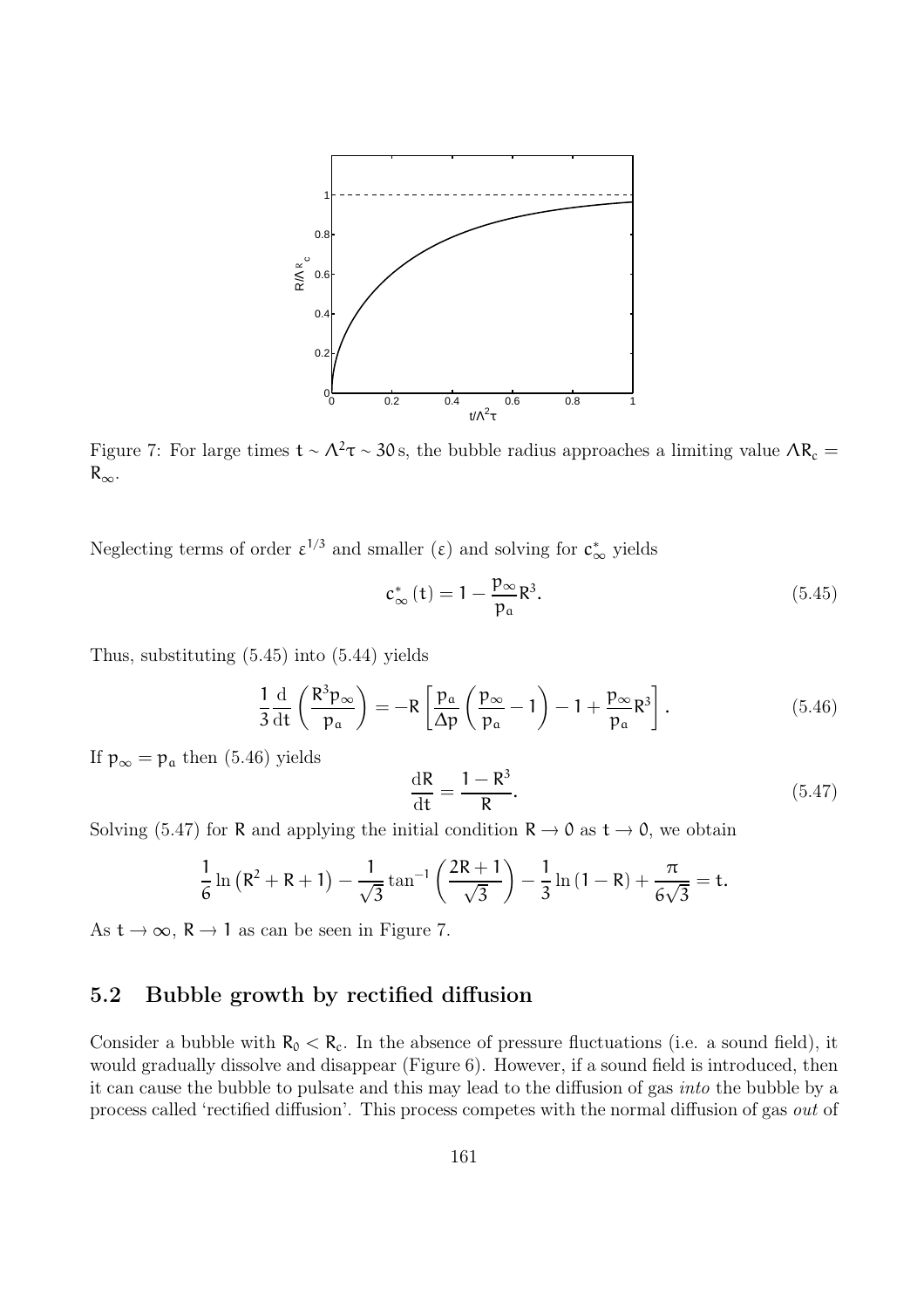Figure 7: For large times $t \sim \Lambda^2\tau \sim 30$ s, the bubble radius approaches a limiting value $\Lambda R_c = R_\infty$.

Neglecting terms of order $\varepsilon^{1/3}$ and smaller ($\varepsilon$) and solving for $c^*_\infty$ yields

$$c^*_\infty(t) = 1 - \frac{p_\infty}{p_a}R^3. \tag{5.45}$$

Thus, substituting (5.45) into (5.44) yields

$$\frac{1}{3}\frac{d}{dt}\left(\frac{R^3 p_\infty}{p_a}\right) = -R\left[\frac{p_a}{\Delta p}\left(\frac{p_\infty}{p_a} - 1\right) - 1 + \frac{p_\infty}{p_a}R^3\right]. \tag{5.46}$$

If $p_\infty = p_a$ then (5.46) yields

$$\frac{dR}{dt} = \frac{1 - R^3}{R}. \tag{5.47}$$

Solving (5.47) for $R$ and applying the initial condition $R \to 0$ as $t \to 0$, we obtain

$$\frac{1}{6}\ln\left(R^2 + R + 1\right) - \frac{1}{\sqrt{3}}\tan^{-1}\left(\frac{2R+1}{\sqrt{3}}\right) - \frac{1}{3}\ln(1 - R) + \frac{\pi}{6\sqrt{3}} = t.$$

As $t \to \infty$, $R \to 1$ as can be seen in Figure 7.

## 5.2 Bubble growth by rectified diffusion

Consider a bubble with $R_0 < R_c$. In the absence of pressure fluctuations (i.e. a sound field), it would gradually dissolve and disappear (Figure 6). However, if a sound field is introduced, then it can cause the bubble to pulsate and this may lead to the diffusion of gas *into* the bubble by a process called 'rectified diffusion'. This process competes with the normal diffusion of gas *out* of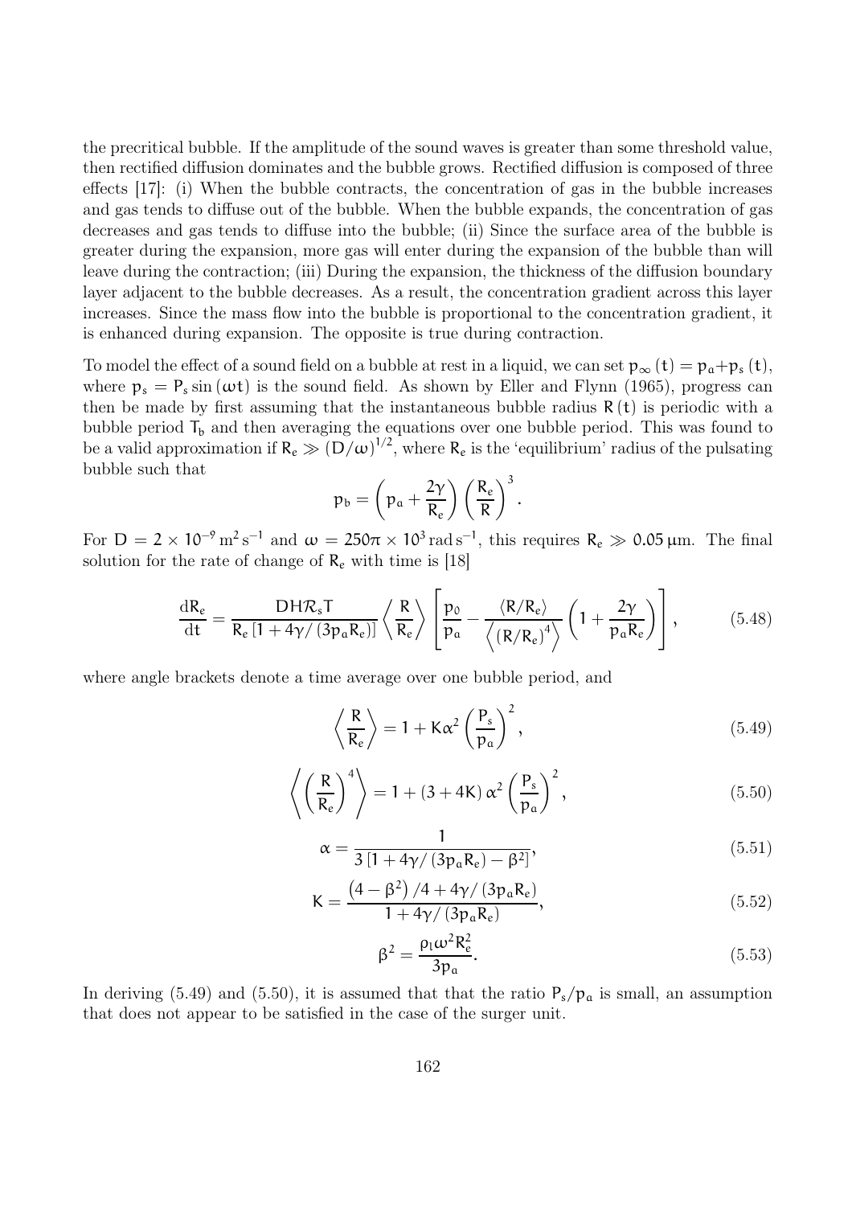the precritical bubble. If the amplitude of the sound waves is greater than some threshold value, then rectified diffusion dominates and the bubble grows. Rectified diffusion is composed of three effects [17]: (i) When the bubble contracts, the concentration of gas in the bubble increases and gas tends to diffuse out of the bubble. When the bubble expands, the concentration of gas decreases and gas tends to diffuse into the bubble; (ii) Since the surface area of the bubble is greater during the expansion, more gas will enter during the expansion of the bubble than will leave during the contraction; (iii) During the expansion, the thickness of the diffusion boundary layer adjacent to the bubble decreases. As a result, the concentration gradient across this layer increases. Since the mass flow into the bubble is proportional to the concentration gradient, it is enhanced during expansion. The opposite is true during contraction.

To model the effect of a sound field on a bubble at rest in a liquid, we can set $p_\infty(t) = p_a + p_s(t)$, where $p_s = P_s \sin(\omega t)$ is the sound field. As shown by Eller and Flynn (1965), progress can then be made by first assuming that the instantaneous bubble radius $R(t)$ is periodic with a bubble period $T_b$ and then averaging the equations over one bubble period. This was found to be a valid approximation if $R_e \gg (D/\omega)^{1/2}$, where $R_e$ is the 'equilibrium' radius of the pulsating bubble such that

$$p_b = \left(p_a + \frac{2\gamma}{R_e}\right)\left(\frac{R_e}{R}\right)^3.$$

For $D = 2 \times 10^{-9}\,\mathrm{m^2\,s^{-1}}$ and $\omega = 250\pi \times 10^3\,\mathrm{rad\,s^{-1}}$, this requires $R_e \gg 0.05\,\mu\mathrm{m}$. The final solution for the rate of change of $R_e$ with time is [18]

$$\frac{dR_e}{dt} = \frac{DH\mathcal{R}_s T}{R_e\left[1 + 4\gamma/(3p_a R_e)\right]}\left\langle\frac{R}{R_e}\right\rangle\left[\frac{p_0}{p_a} - \frac{\langle R/R_e\rangle}{\left\langle (R/R_e)^4\right\rangle}\left(1 + \frac{2\gamma}{p_a R_e}\right)\right], \tag{5.48}$$

where angle brackets denote a time average over one bubble period, and

$$\left\langle\frac{R}{R_e}\right\rangle = 1 + K\alpha^2\left(\frac{P_s}{p_a}\right)^2, \tag{5.49}$$

$$\left\langle\left(\frac{R}{R_e}\right)^4\right\rangle = 1 + (3 + 4K)\,\alpha^2\left(\frac{P_s}{p_a}\right)^2, \tag{5.50}$$

$$\alpha = \frac{1}{3\left[1 + 4\gamma/(3p_a R_e) - \beta^2\right]}, \tag{5.51}$$

$$K = \frac{\left(4 - \beta^2\right)/4 + 4\gamma/(3p_a R_e)}{1 + 4\gamma/(3p_a R_e)}, \tag{5.52}$$

$$\beta^2 = \frac{\rho_l \omega^2 R_e^2}{3p_a}. \tag{5.53}$$

In deriving (5.49) and (5.50), it is assumed that that the ratio $P_s/p_a$ is small, an assumption that does not appear to be satisfied in the case of the surger unit.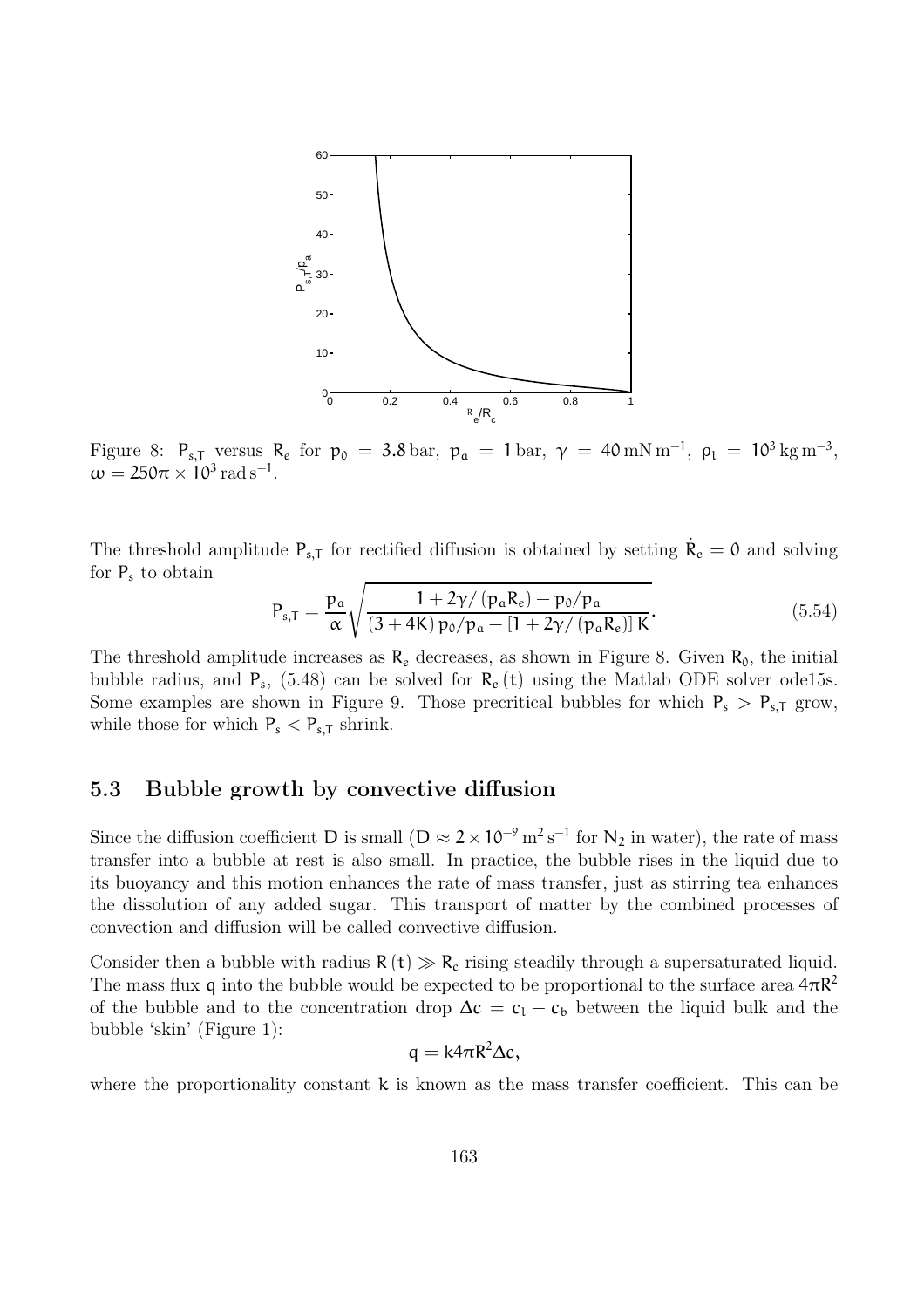Figure 8: $P_{s,T}$ versus $R_e$ for $p_0 = 3.8\,\text{bar}$, $p_a = 1\,\text{bar}$, $\gamma = 40\,\text{mN}\,\text{m}^{-1}$, $\rho_l = 10^3\,\text{kg}\,\text{m}^{-3}$, $\omega = 250\pi \times 10^3\,\text{rad}\,\text{s}^{-1}$.

The threshold amplitude $P_{s,T}$ for rectified diffusion is obtained by setting $\dot{R}_e = 0$ and solving for $P_s$ to obtain

$$P_{s,T} = \frac{p_a}{\alpha}\sqrt{\frac{1 + 2\gamma/(p_a R_e) - p_0/p_a}{(3 + 4K)\,p_0/p_a - [1 + 2\gamma/(p_a R_e)]\,K}}. \tag{5.54}$$

The threshold amplitude increases as $R_e$ decreases, as shown in Figure 8. Given $R_0$, the initial bubble radius, and $P_s$, (5.48) can be solved for $R_e(t)$ using the Matlab ODE solver ode15s. Some examples are shown in Figure 9. Those precritical bubbles for which $P_s > P_{s,T}$ grow, while those for which $P_s < P_{s,T}$ shrink.

## 5.3 Bubble growth by convective diffusion

Since the diffusion coefficient $D$ is small ($D \approx 2 \times 10^{-9}\,\text{m}^2\,\text{s}^{-1}$ for $N_2$ in water), the rate of mass transfer into a bubble at rest is also small. In practice, the bubble rises in the liquid due to its buoyancy and this motion enhances the rate of mass transfer, just as stirring tea enhances the dissolution of any added sugar. This transport of matter by the combined processes of convection and diffusion will be called convective diffusion.

Consider then a bubble with radius $R(t) \gg R_c$ rising steadily through a supersaturated liquid. The mass flux $q$ into the bubble would be expected to be proportional to the surface area $4\pi R^2$ of the bubble and to the concentration drop $\Delta c = c_l - c_b$ between the liquid bulk and the bubble 'skin' (Figure 1):

$$q = k 4\pi R^2 \Delta c,$$

where the proportionality constant $k$ is known as the mass transfer coefficient. This can be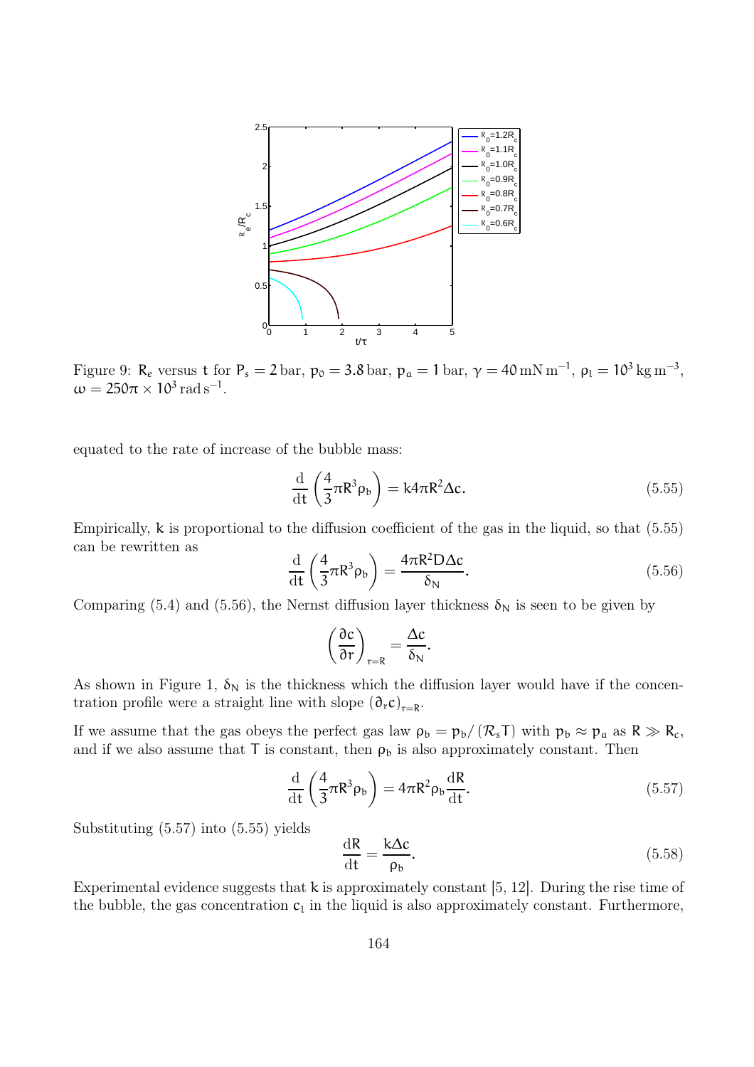Figure 9: $R_e$ versus $t$ for $P_s = 2\,\text{bar}$, $p_0 = 3.8\,\text{bar}$, $p_a = 1\,\text{bar}$, $\gamma = 40\,\text{mN}\,\text{m}^{-1}$, $\rho_l = 10^3\,\text{kg}\,\text{m}^{-3}$, $\omega = 250\pi \times 10^3\,\text{rad}\,\text{s}^{-1}$.

equated to the rate of increase of the bubble mass:

$$\frac{\mathrm{d}}{\mathrm{d}t}\left(\frac{4}{3}\pi R^3 \rho_b\right) = k 4\pi R^2 \Delta c. \tag{5.55}$$

Empirically, $k$ is proportional to the diffusion coefficient of the gas in the liquid, so that (5.55) can be rewritten as

$$\frac{\mathrm{d}}{\mathrm{d}t}\left(\frac{4}{3}\pi R^3 \rho_b\right) = \frac{4\pi R^2 D \Delta c}{\delta_N}. \tag{5.56}$$

Comparing (5.4) and (5.56), the Nernst diffusion layer thickness $\delta_N$ is seen to be given by

$$\left(\frac{\partial c}{\partial r}\right)_{r=R} = \frac{\Delta c}{\delta_N}.$$

As shown in Figure 1, $\delta_N$ is the thickness which the diffusion layer would have if the concentration profile were a straight line with slope $(\partial_r c)_{r=R}$.

If we assume that the gas obeys the perfect gas law $\rho_b = p_b/(\mathcal{R}_s T)$ with $p_b \approx p_a$ as $R \gg R_c$, and if we also assume that $T$ is constant, then $\rho_b$ is also approximately constant. Then

$$\frac{\mathrm{d}}{\mathrm{d}t}\left(\frac{4}{3}\pi R^3 \rho_b\right) = 4\pi R^2 \rho_b \frac{\mathrm{d}R}{\mathrm{d}t}. \tag{5.57}$$

Substituting (5.57) into (5.55) yields

$$\frac{\mathrm{d}R}{\mathrm{d}t} = \frac{k\Delta c}{\rho_b}. \tag{5.58}$$

Experimental evidence suggests that $k$ is approximately constant [5, 12]. During the rise time of the bubble, the gas concentration $c_l$ in the liquid is also approximately constant. Furthermore,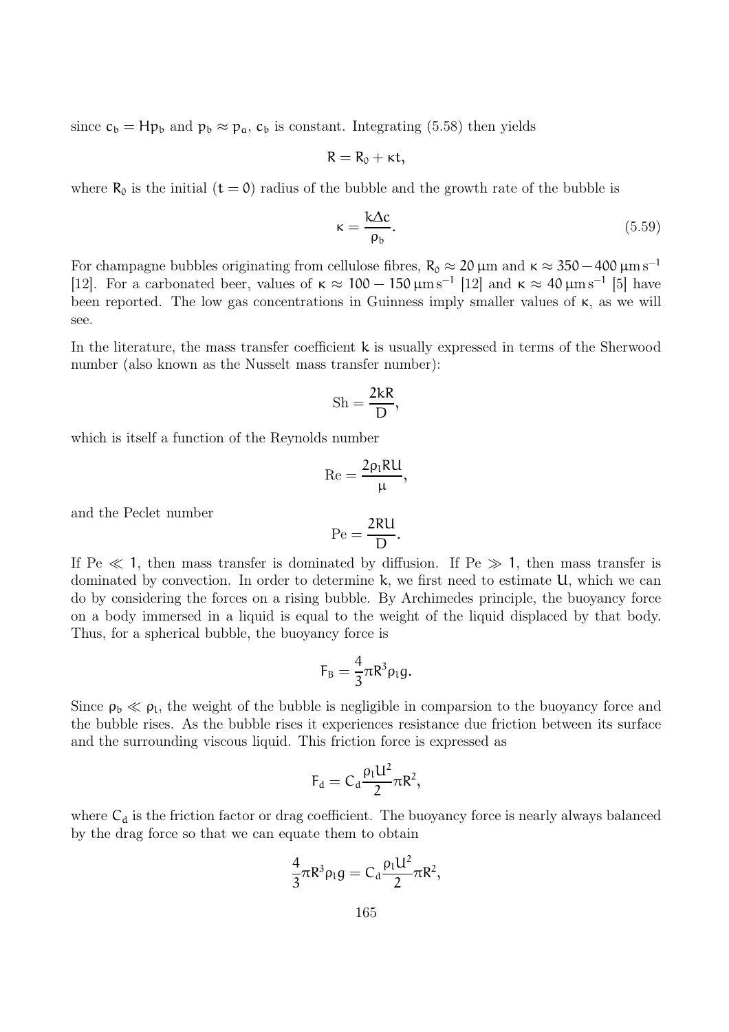since $c_b = Hp_b$ and $p_b \approx p_a$, $c_b$ is constant. Integrating (5.58) then yields

$$R = R_0 + \kappa t,$$

where $R_0$ is the initial ($t = 0$) radius of the bubble and the growth rate of the bubble is

$$\kappa = \frac{k\Delta c}{\rho_b}. \tag{5.59}$$

For champagne bubbles originating from cellulose fibres, $R_0 \approx 20\,\mu\text{m}$ and $\kappa \approx 350 - 400\,\mu\text{m}\,\text{s}^{-1}$ [12]. For a carbonated beer, values of $\kappa \approx 100 - 150\,\mu\text{m}\,\text{s}^{-1}$ [12] and $\kappa \approx 40\,\mu\text{m}\,\text{s}^{-1}$ [5] have been reported. The low gas concentrations in Guinness imply smaller values of $\kappa$, as we will see.

In the literature, the mass transfer coefficient $k$ is usually expressed in terms of the Sherwood number (also known as the Nusselt mass transfer number):

$$\text{Sh} = \frac{2kR}{D},$$

which is itself a function of the Reynolds number

$$\text{Re} = \frac{2\rho_l R U}{\mu},$$

and the Peclet number

$$\text{Pe} = \frac{2RU}{D}.$$

If $\text{Pe} \ll 1$, then mass transfer is dominated by diffusion. If $\text{Pe} \gg 1$, then mass transfer is dominated by convection. In order to determine $k$, we first need to estimate $U$, which we can do by considering the forces on a rising bubble. By Archimedes principle, the buoyancy force on a body immersed in a liquid is equal to the weight of the liquid displaced by that body. Thus, for a spherical bubble, the buoyancy force is

$$F_B = \frac{4}{3}\pi R^3 \rho_l g.$$

Since $\rho_b \ll \rho_l$, the weight of the bubble is negligible in comparsion to the buoyancy force and the bubble rises. As the bubble rises it experiences resistance due friction between its surface and the surrounding viscous liquid. This friction force is expressed as

$$F_d = C_d \frac{\rho_l U^2}{2} \pi R^2,$$

where $C_d$ is the friction factor or drag coefficient. The buoyancy force is nearly always balanced by the drag force so that we can equate them to obtain

$$\frac{4}{3}\pi R^3 \rho_l g = C_d \frac{\rho_l U^2}{2} \pi R^2,$$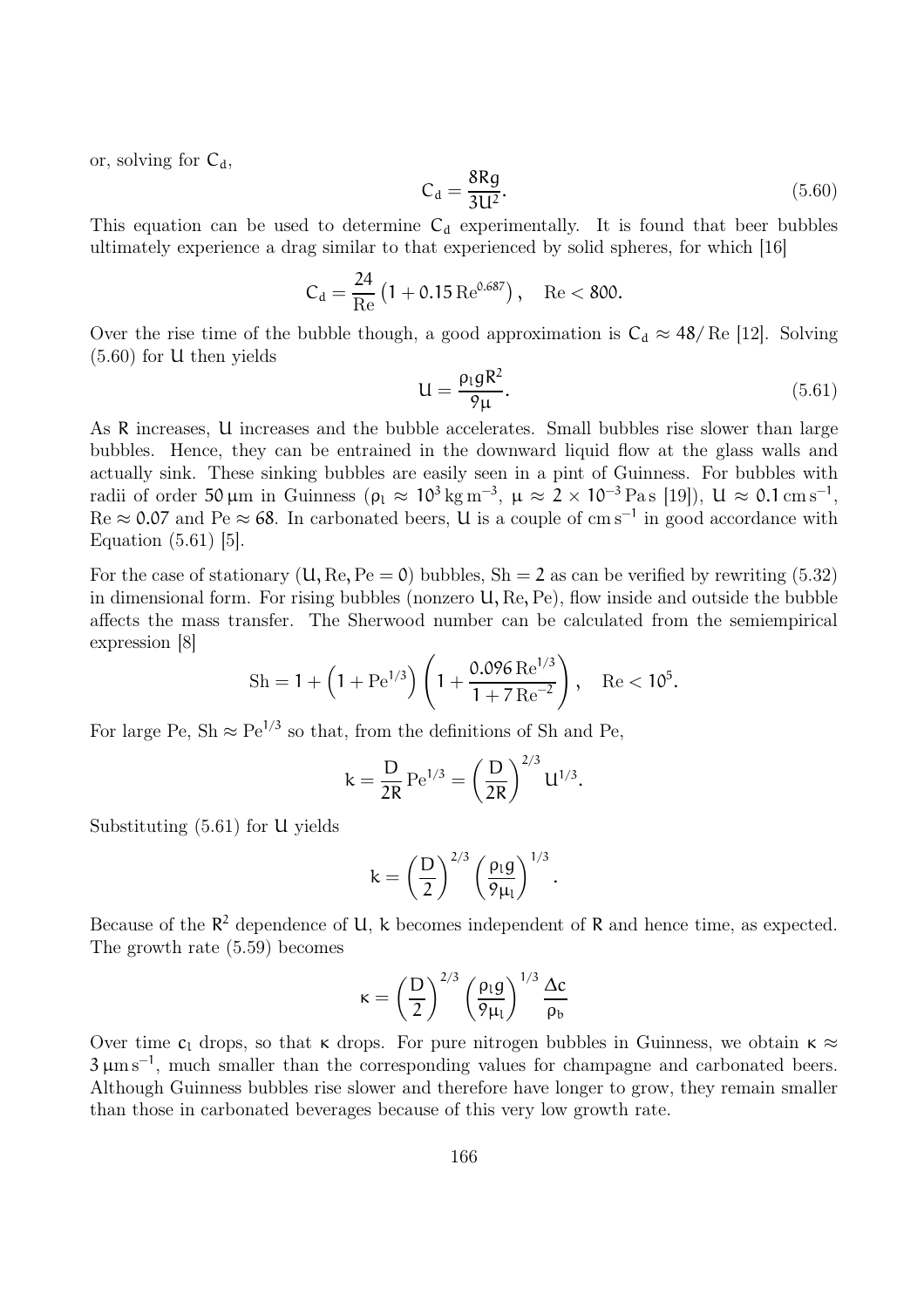or, solving for $C_d$,

$$C_d = \frac{8Rg}{3U^2}. \tag{5.60}$$

This equation can be used to determine $C_d$ experimentally. It is found that beer bubbles ultimately experience a drag similar to that experienced by solid spheres, for which [16]

$$C_d = \frac{24}{\mathrm{Re}}\left(1 + 0.15\,\mathrm{Re}^{0.687}\right), \quad \mathrm{Re} < 800.$$

Over the rise time of the bubble though, a good approximation is $C_d \approx 48/\,\mathrm{Re}$ [12]. Solving (5.60) for $U$ then yields

$$U = \frac{\rho_l g R^2}{9\mu}. \tag{5.61}$$

As $R$ increases, $U$ increases and the bubble accelerates. Small bubbles rise slower than large bubbles. Hence, they can be entrained in the downward liquid flow at the glass walls and actually sink. These sinking bubbles are easily seen in a pint of Guinness. For bubbles with radii of order $50\,\mu\mathrm{m}$ in Guinness ($\rho_l \approx 10^3\,\mathrm{kg\,m^{-3}}$, $\mu \approx 2 \times 10^{-3}\,\mathrm{Pa\,s}$ [19]), $U \approx 0.1\,\mathrm{cm\,s^{-1}}$, $\mathrm{Re} \approx 0.07$ and $\mathrm{Pe} \approx 68$. In carbonated beers, $U$ is a couple of $\mathrm{cm\,s^{-1}}$ in good accordance with Equation (5.61) [5].

For the case of stationary ($U, \mathrm{Re}, \mathrm{Pe} = 0$) bubbles, $\mathrm{Sh} = 2$ as can be verified by rewriting (5.32) in dimensional form. For rising bubbles (nonzero $U, \mathrm{Re}, \mathrm{Pe}$), flow inside and outside the bubble affects the mass transfer. The Sherwood number can be calculated from the semiempirical expression [8]

$$\mathrm{Sh} = 1 + \left(1 + \mathrm{Pe}^{1/3}\right)\left(1 + \frac{0.096\,\mathrm{Re}^{1/3}}{1 + 7\,\mathrm{Re}^{-2}}\right), \quad \mathrm{Re} < 10^5.$$

For large Pe, $\mathrm{Sh} \approx \mathrm{Pe}^{1/3}$ so that, from the definitions of Sh and Pe,

$$k = \frac{D}{2R}\,\mathrm{Pe}^{1/3} = \left(\frac{D}{2R}\right)^{2/3} U^{1/3}.$$

Substituting (5.61) for $U$ yields

$$k = \left(\frac{D}{2}\right)^{2/3}\left(\frac{\rho_l g}{9\mu_l}\right)^{1/3}.$$

Because of the $R^2$ dependence of $U$, $k$ becomes independent of $R$ and hence time, as expected. The growth rate (5.59) becomes

$$\kappa = \left(\frac{D}{2}\right)^{2/3}\left(\frac{\rho_l g}{9\mu_l}\right)^{1/3}\frac{\Delta c}{\rho_b}$$

Over time $c_l$ drops, so that $\kappa$ drops. For pure nitrogen bubbles in Guinness, we obtain $\kappa \approx 3\,\mu\mathrm{m\,s^{-1}}$, much smaller than the corresponding values for champagne and carbonated beers. Although Guinness bubbles rise slower and therefore have longer to grow, they remain smaller than those in carbonated beverages because of this very low growth rate.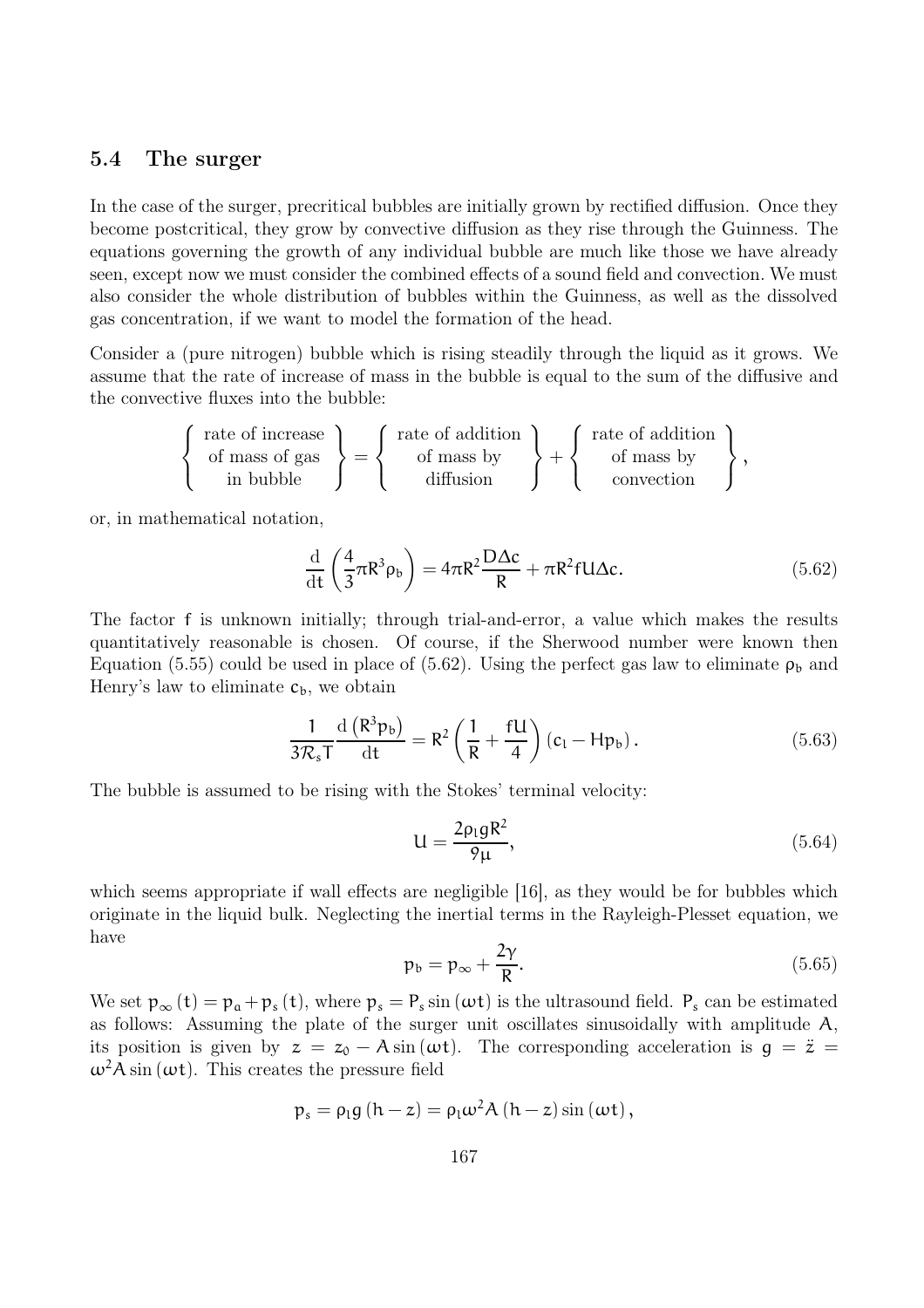## 5.4 The surger

In the case of the surger, precritical bubbles are initially grown by rectified diffusion. Once they become postcritical, they grow by convective diffusion as they rise through the Guinness. The equations governing the growth of any individual bubble are much like those we have already seen, except now we must consider the combined effects of a sound field and convection. We must also consider the whole distribution of bubbles within the Guinness, as well as the dissolved gas concentration, if we want to model the formation of the head.

Consider a (pure nitrogen) bubble which is rising steadily through the liquid as it grows. We assume that the rate of increase of mass in the bubble is equal to the sum of the diffusive and the convective fluxes into the bubble:

$$\left\{ \begin{array}{c} \text{rate of increase} \\ \text{of mass of gas} \\ \text{in bubble} \end{array} \right\} = \left\{ \begin{array}{c} \text{rate of addition} \\ \text{of mass by} \\ \text{diffusion} \end{array} \right\} + \left\{ \begin{array}{c} \text{rate of addition} \\ \text{of mass by} \\ \text{convection} \end{array} \right\},$$

or, in mathematical notation,

$$\frac{\mathrm{d}}{\mathrm{d}t}\left(\frac{4}{3}\pi R^3 \rho_b\right) = 4\pi R^2 \frac{D\Delta c}{R} + \pi R^2 f U \Delta c. \tag{5.62}$$

The factor $f$ is unknown initially; through trial-and-error, a value which makes the results quantitatively reasonable is chosen. Of course, if the Sherwood number were known then Equation (5.55) could be used in place of (5.62). Using the perfect gas law to eliminate $\rho_b$ and Henry's law to eliminate $c_b$, we obtain

$$\frac{1}{3\mathcal{R}_s T}\frac{\mathrm{d}\left(R^3 p_b\right)}{\mathrm{d}t} = R^2\left(\frac{1}{R} + \frac{fU}{4}\right)\left(c_l - H p_b\right). \tag{5.63}$$

The bubble is assumed to be rising with the Stokes' terminal velocity:

$$U = \frac{2\rho_l g R^2}{9\mu}, \tag{5.64}$$

which seems appropriate if wall effects are negligible [16], as they would be for bubbles which originate in the liquid bulk. Neglecting the inertial terms in the Rayleigh-Plesset equation, we have

$$p_b = p_\infty + \frac{2\gamma}{R}. \tag{5.65}$$

We set $p_\infty(t) = p_a + p_s(t)$, where $p_s = P_s \sin(\omega t)$ is the ultrasound field. $P_s$ can be estimated as follows: Assuming the plate of the surger unit oscillates sinusoidally with amplitude $A$, its position is given by $z = z_0 - A\sin(\omega t)$. The corresponding acceleration is $g = \ddot{z} = \omega^2 A \sin(\omega t)$. This creates the pressure field

$$p_s = \rho_l g (h - z) = \rho_l \omega^2 A (h - z) \sin(\omega t),$$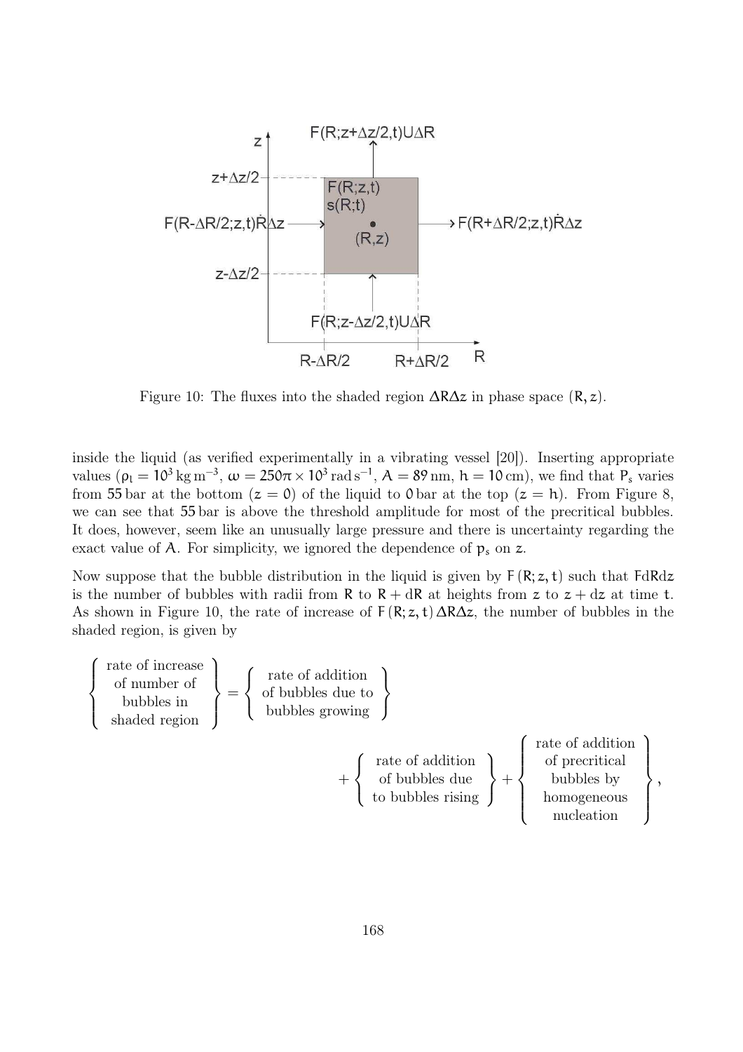Figure 10: The fluxes into the shaded region $\Delta R \Delta z$ in phase space $(R, z)$.

inside the liquid (as verified experimentally in a vibrating vessel [20]). Inserting appropriate values ($\rho_l = 10^3\,\mathrm{kg\,m^{-3}}$, $\omega = 250\pi \times 10^3\,\mathrm{rad\,s^{-1}}$, $A = 89\,\mathrm{nm}$, $h = 10\,\mathrm{cm}$), we find that $P_s$ varies from $55\,\mathrm{bar}$ at the bottom ($z = 0$) of the liquid to $0\,\mathrm{bar}$ at the top ($z = h$). From Figure 8, we can see that $55\,\mathrm{bar}$ is above the threshold amplitude for most of the precritical bubbles. It does, however, seem like an unusually large pressure and there is uncertainty regarding the exact value of $A$. For simplicity, we ignored the dependence of $p_s$ on $z$.

Now suppose that the bubble distribution in the liquid is given by $F(R; z, t)$ such that $F dR dz$ is the number of bubbles with radii from $R$ to $R + dR$ at heights from $z$ to $z + dz$ at time $t$. As shown in Figure 10, the rate of increase of $F(R; z, t)\,\Delta R \Delta z$, the number of bubbles in the shaded region, is given by

$$
\left\{ \begin{array}{c} \text{rate of increase} \\ \text{of number of} \\ \text{bubbles in} \\ \text{shaded region} \end{array} \right\} = \left\{ \begin{array}{c} \text{rate of addition} \\ \text{of bubbles due to} \\ \text{bubbles growing} \end{array} \right\}
$$

$$
+ \left\{ \begin{array}{c} \text{rate of addition} \\ \text{of bubbles due} \\ \text{to bubbles rising} \end{array} \right\} + \left\{ \begin{array}{c} \text{rate of addition} \\ \text{of precritical} \\ \text{bubbles by} \\ \text{homogeneous} \\ \text{nucleation} \end{array} \right\},
$$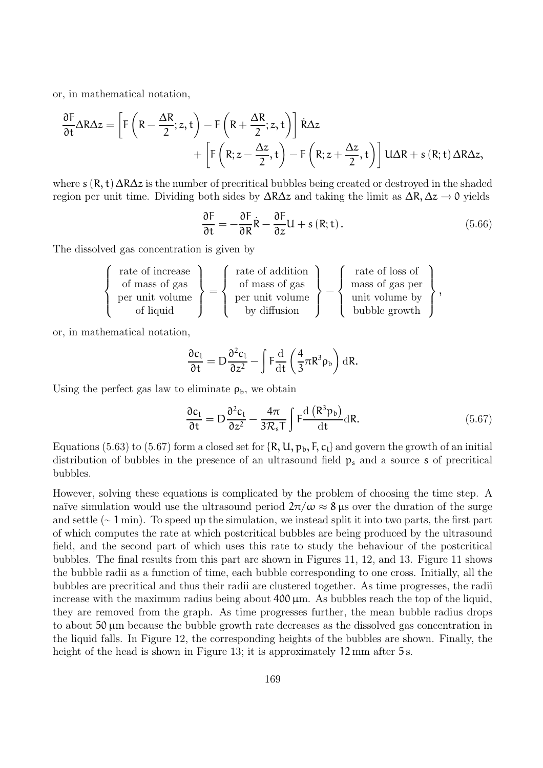or, in mathematical notation,

$$\frac{\partial F}{\partial t}\Delta R \Delta z = \left[F\left(R - \frac{\Delta R}{2}; z, t\right) - F\left(R + \frac{\Delta R}{2}; z, t\right)\right]\dot{R}\Delta z + \left[F\left(R; z - \frac{\Delta z}{2}, t\right) - F\left(R; z + \frac{\Delta z}{2}, t\right)\right]U\Delta R + s\left(R; t\right)\Delta R \Delta z,$$

where $s(R, t)\Delta R \Delta z$ is the number of precritical bubbles being created or destroyed in the shaded region per unit time. Dividing both sides by $\Delta R \Delta z$ and taking the limit as $\Delta R, \Delta z \to 0$ yields

$$\frac{\partial F}{\partial t} = -\frac{\partial F}{\partial R}\dot{R} - \frac{\partial F}{\partial z}U + s\left(R; t\right). \tag{5.66}$$

The dissolved gas concentration is given by

$$\left\{\begin{array}{c}\text{rate of increase}\\ \text{of mass of gas}\\ \text{per unit volume}\\ \text{of liquid}\end{array}\right\} = \left\{\begin{array}{c}\text{rate of addition}\\ \text{of mass of gas}\\ \text{per unit volume}\\ \text{by diffusion}\end{array}\right\} - \left\{\begin{array}{c}\text{rate of loss of}\\ \text{mass of gas per}\\ \text{unit volume by}\\ \text{bubble growth}\end{array}\right\},$$

or, in mathematical notation,

$$\frac{\partial c_l}{\partial t} = D\frac{\partial^2 c_l}{\partial z^2} - \int F\frac{\mathrm{d}}{\mathrm{d}t}\left(\frac{4}{3}\pi R^3 \rho_b\right)\mathrm{d}R.$$

Using the perfect gas law to eliminate $\rho_b$, we obtain

$$\frac{\partial c_l}{\partial t} = D\frac{\partial^2 c_l}{\partial z^2} - \frac{4\pi}{3\mathcal{R}_s T}\int F\frac{\mathrm{d}\left(R^3 p_b\right)}{\mathrm{d}t}\mathrm{d}R. \tag{5.67}$$

Equations (5.63) to (5.67) form a closed set for $\{R, U, p_b, F, c_l\}$ and govern the growth of an initial distribution of bubbles in the presence of an ultrasound field $p_s$ and a source $s$ of precritical bubbles.

However, solving these equations is complicated by the problem of choosing the time step. A naïve simulation would use the ultrasound period $2\pi/\omega \approx 8\,\mu\text{s}$ over the duration of the surge and settle ($\sim 1\,\text{min}$). To speed up the simulation, we instead split it into two parts, the first part of which computes the rate at which postcritical bubbles are being produced by the ultrasound field, and the second part of which uses this rate to study the behaviour of the postcritical bubbles. The final results from this part are shown in Figures 11, 12, and 13. Figure 11 shows the bubble radii as a function of time, each bubble corresponding to one cross. Initially, all the bubbles are precritical and thus their radii are clustered together. As time progresses, the radii increase with the maximum radius being about $400\,\mu\text{m}$. As bubbles reach the top of the liquid, they are removed from the graph. As time progresses further, the mean bubble radius drops to about $50\,\mu\text{m}$ because the bubble growth rate decreases as the dissolved gas concentration in the liquid falls. In Figure 12, the corresponding heights of the bubbles are shown. Finally, the height of the head is shown in Figure 13; it is approximately $12\,\text{mm}$ after $5\,\text{s}$.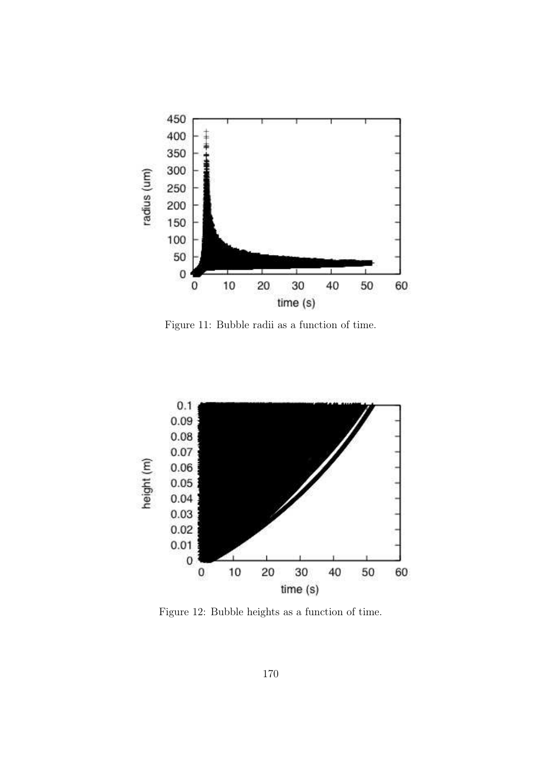Figure 11: Bubble radii as a function of time.

Figure 12: Bubble heights as a function of time.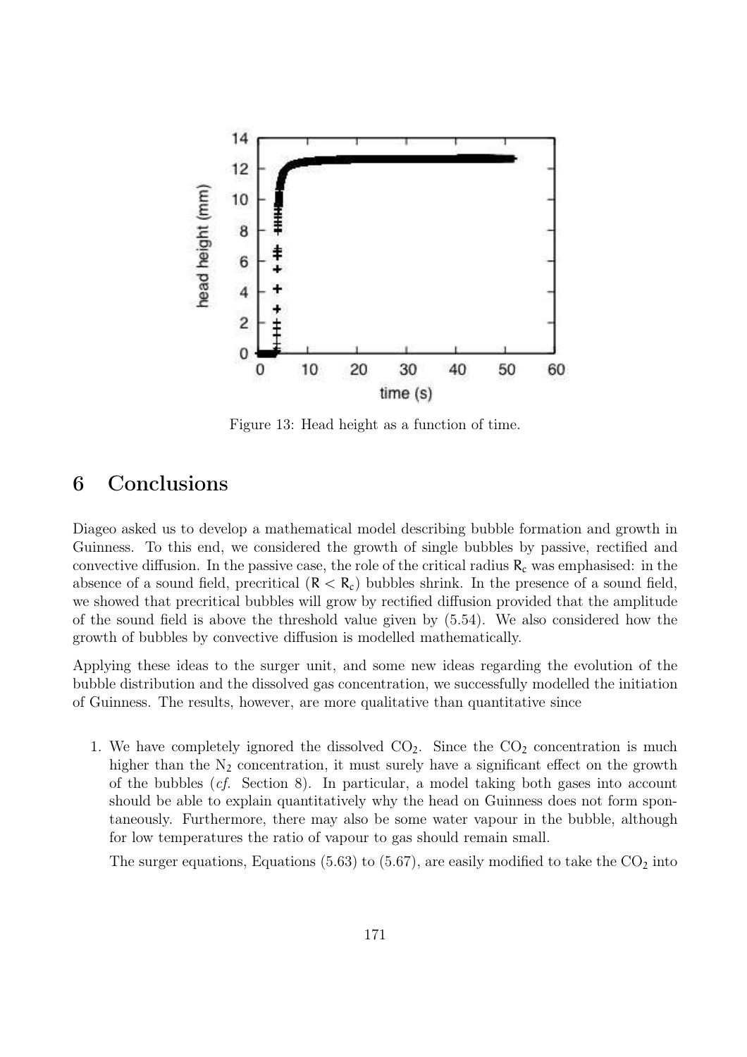Figure 13: Head height as a function of time.

# 6 Conclusions

Diageo asked us to develop a mathematical model describing bubble formation and growth in Guinness. To this end, we considered the growth of single bubbles by passive, rectified and convective diffusion. In the passive case, the role of the critical radius $R_c$ was emphasised: in the absence of a sound field, precritical ($R < R_c$) bubbles shrink. In the presence of a sound field, we showed that precritical bubbles will grow by rectified diffusion provided that the amplitude of the sound field is above the threshold value given by (5.54). We also considered how the growth of bubbles by convective diffusion is modelled mathematically.

Applying these ideas to the surger unit, and some new ideas regarding the evolution of the bubble distribution and the dissolved gas concentration, we successfully modelled the initiation of Guinness. The results, however, are more qualitative than quantitative since

1. We have completely ignored the dissolved $CO_2$. Since the $CO_2$ concentration is much higher than the $N_2$ concentration, it must surely have a significant effect on the growth of the bubbles (*cf.* Section 8). In particular, a model taking both gases into account should be able to explain quantitatively why the head on Guinness does not form spontaneously. Furthermore, there may also be some water vapour in the bubble, although for low temperatures the ratio of vapour to gas should remain small.

   The surger equations, Equations (5.63) to (5.67), are easily modified to take the $CO_2$ into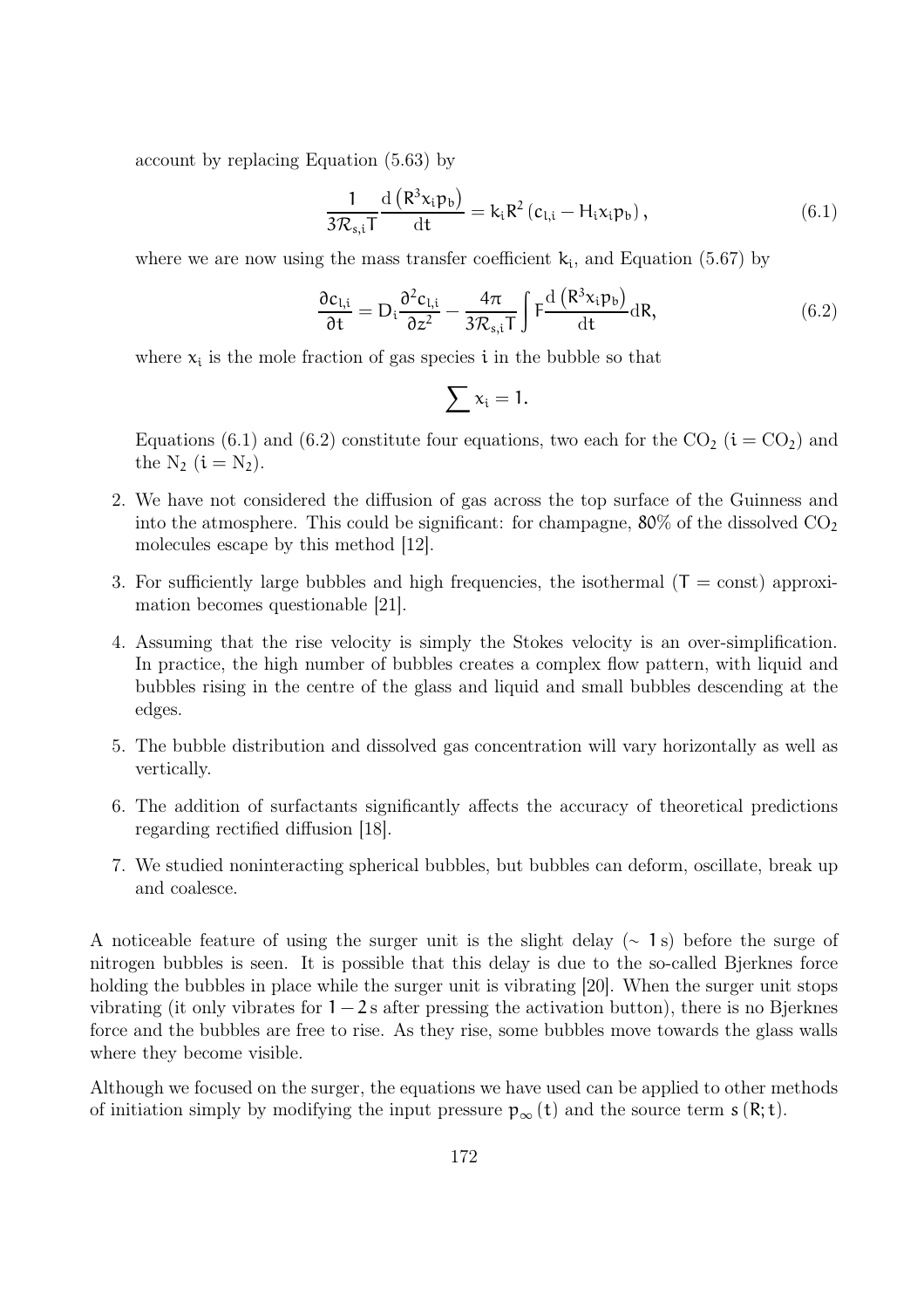account by replacing Equation (5.63) by

$$\frac{1}{3\mathcal{R}_{s,i}T}\frac{\mathrm{d}\left(R^3x_ip_b\right)}{\mathrm{d}t} = k_iR^2\left(c_{l,i} - H_ix_ip_b\right), \tag{6.1}$$

where we are now using the mass transfer coefficient $k_i$, and Equation (5.67) by

$$\frac{\partial c_{l,i}}{\partial t} = D_i\frac{\partial^2 c_{l,i}}{\partial z^2} - \frac{4\pi}{3\mathcal{R}_{s,i}T}\int F\frac{\mathrm{d}\left(R^3x_ip_b\right)}{\mathrm{d}t}\mathrm{d}R, \tag{6.2}$$

where $x_i$ is the mole fraction of gas species $i$ in the bubble so that

$$\sum x_i = 1.$$

Equations (6.1) and (6.2) constitute four equations, two each for the $CO_2$ ($i = CO_2$) and the $N_2$ ($i = N_2$).

2. We have not considered the diffusion of gas across the top surface of the Guinness and into the atmosphere. This could be significant: for champagne, 80% of the dissolved $CO_2$ molecules escape by this method [12].

3. For sufficiently large bubbles and high frequencies, the isothermal ($T = \text{const}$) approximation becomes questionable [21].

4. Assuming that the rise velocity is simply the Stokes velocity is an over-simplification. In practice, the high number of bubbles creates a complex flow pattern, with liquid and bubbles rising in the centre of the glass and liquid and small bubbles descending at the edges.

5. The bubble distribution and dissolved gas concentration will vary horizontally as well as vertically.

6. The addition of surfactants significantly affects the accuracy of theoretical predictions regarding rectified diffusion [18].

7. We studied noninteracting spherical bubbles, but bubbles can deform, oscillate, break up and coalesce.

A noticeable feature of using the surger unit is the slight delay ($\sim 1\,\mathrm{s}$) before the surge of nitrogen bubbles is seen. It is possible that this delay is due to the so-called Bjerknes force holding the bubbles in place while the surger unit is vibrating [20]. When the surger unit stops vibrating (it only vibrates for $1-2\,\mathrm{s}$ after pressing the activation button), there is no Bjerknes force and the bubbles are free to rise. As they rise, some bubbles move towards the glass walls where they become visible.

Although we focused on the surger, the equations we have used can be applied to other methods of initiation simply by modifying the input pressure $p_\infty(t)$ and the source term $s(R;t)$.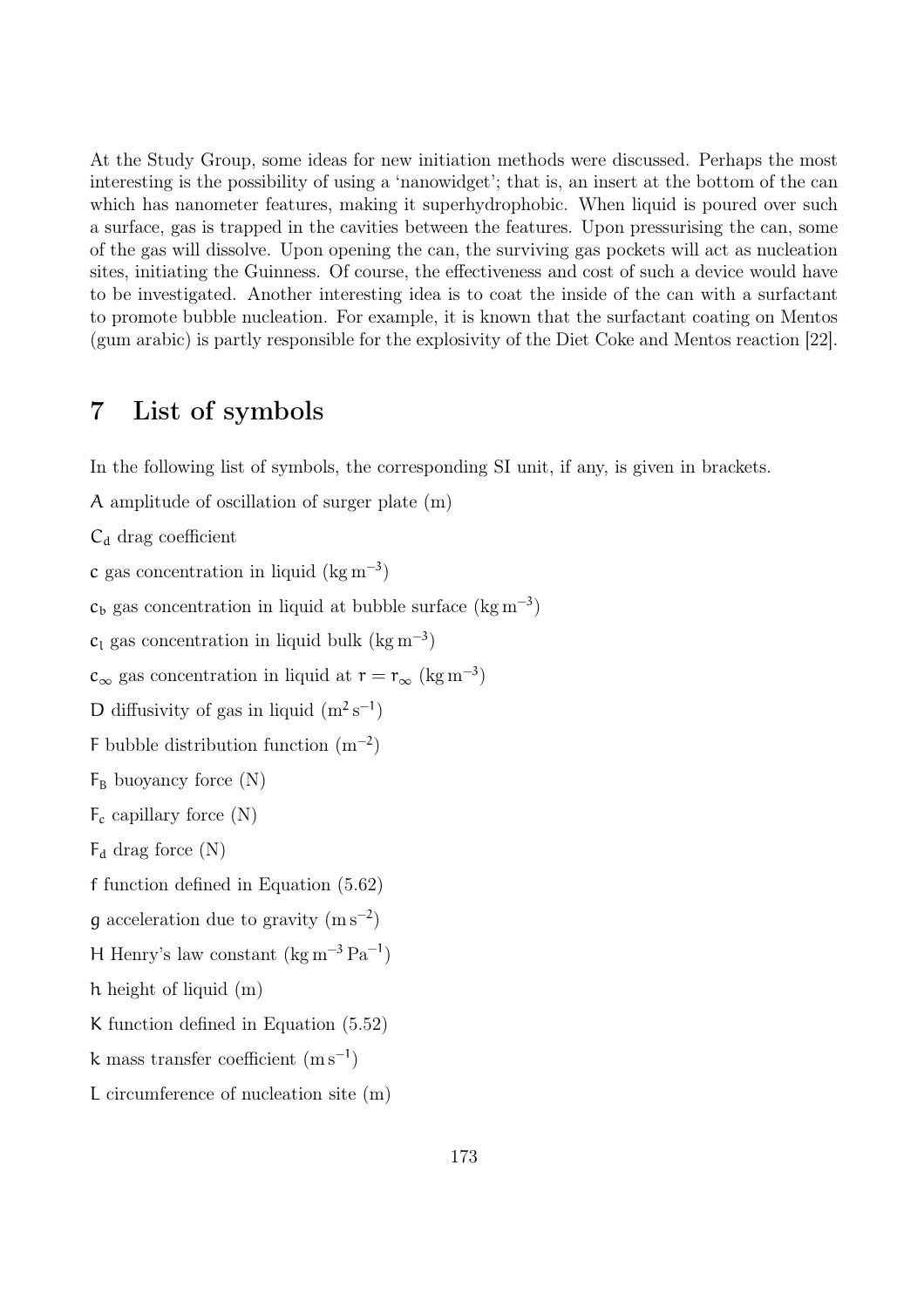At the Study Group, some ideas for new initiation methods were discussed. Perhaps the most interesting is the possibility of using a 'nanowidget'; that is, an insert at the bottom of the can which has nanometer features, making it superhydrophobic. When liquid is poured over such a surface, gas is trapped in the cavities between the features. Upon pressurising the can, some of the gas will dissolve. Upon opening the can, the surviving gas pockets will act as nucleation sites, initiating the Guinness. Of course, the effectiveness and cost of such a device would have to be investigated. Another interesting idea is to coat the inside of the can with a surfactant to promote bubble nucleation. For example, it is known that the surfactant coating on Mentos (gum arabic) is partly responsible for the explosivity of the Diet Coke and Mentos reaction [22].

## 7 List of symbols

In the following list of symbols, the corresponding SI unit, if any, is given in brackets.

$A$ amplitude of oscillation of surger plate (m)

$C_d$ drag coefficient

$c$ gas concentration in liquid ($\mathrm{kg\,m^{-3}}$)

$c_b$ gas concentration in liquid at bubble surface ($\mathrm{kg\,m^{-3}}$)

$c_l$ gas concentration in liquid bulk ($\mathrm{kg\,m^{-3}}$)

$c_\infty$ gas concentration in liquid at $r = r_\infty$ ($\mathrm{kg\,m^{-3}}$)

$D$ diffusivity of gas in liquid ($\mathrm{m^2\,s^{-1}}$)

$F$ bubble distribution function ($\mathrm{m^{-2}}$)

$F_B$ buoyancy force (N)

$F_c$ capillary force (N)

$F_d$ drag force (N)

$f$ function defined in Equation (5.62)

$g$ acceleration due to gravity ($\mathrm{m\,s^{-2}}$)

$H$ Henry's law constant ($\mathrm{kg\,m^{-3}\,Pa^{-1}}$)

$h$ height of liquid (m)

$K$ function defined in Equation (5.52)

$k$ mass transfer coefficient ($\mathrm{m\,s^{-1}}$)

$L$ circumference of nucleation site (m)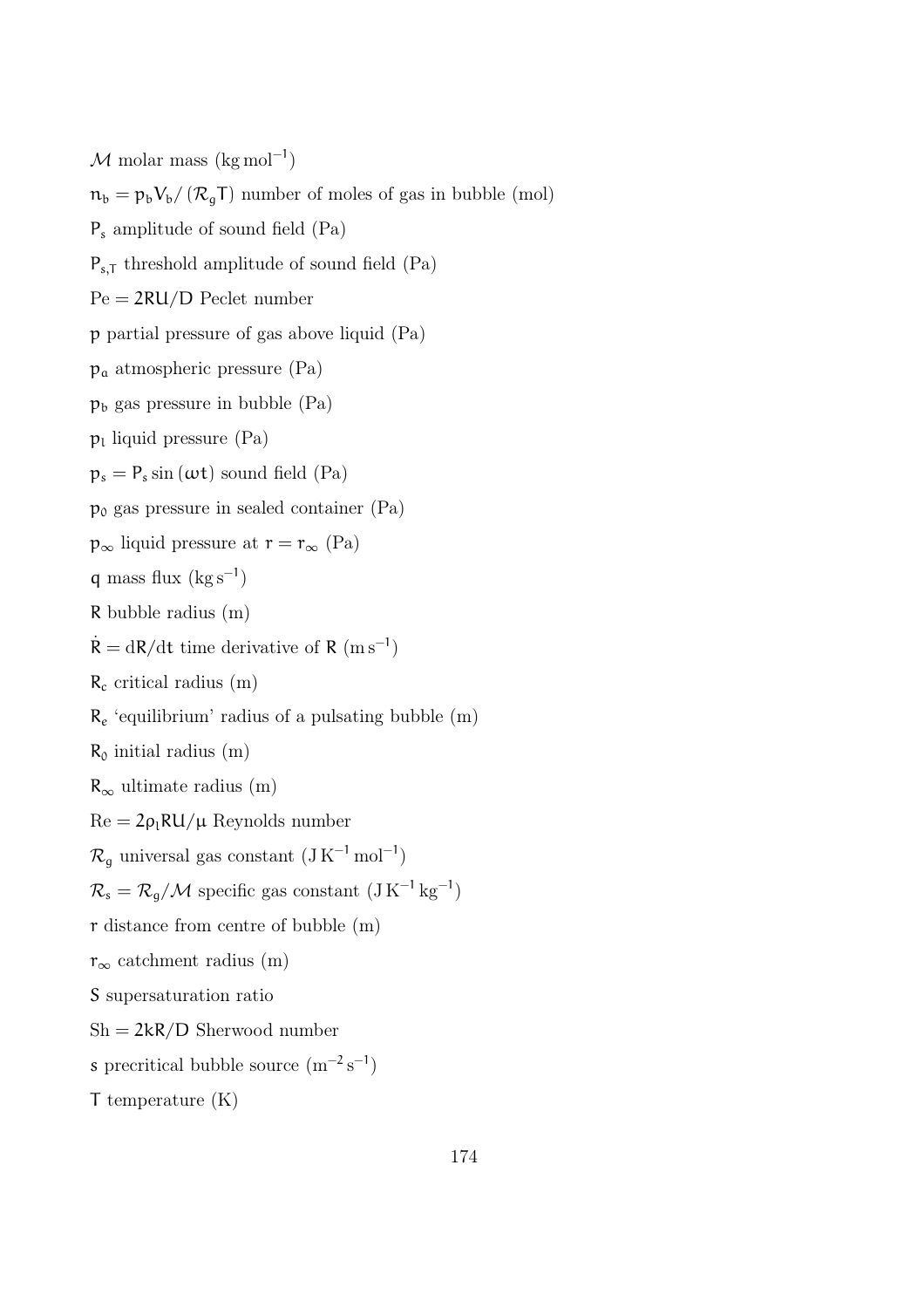$\mathcal{M}$ molar mass ($\mathrm{kg\,mol^{-1}}$)

$n_b = p_b V_b / (\mathcal{R}_g T)$ number of moles of gas in bubble (mol)

$P_s$ amplitude of sound field (Pa)

$P_{s,T}$ threshold amplitude of sound field (Pa)

$\mathrm{Pe} = 2RU/D$ Peclet number

$p$ partial pressure of gas above liquid (Pa)

$p_a$ atmospheric pressure (Pa)

$p_b$ gas pressure in bubble (Pa)

$p_l$ liquid pressure (Pa)

$p_s = P_s \sin(\omega t)$ sound field (Pa)

$p_0$ gas pressure in sealed container (Pa)

$p_\infty$ liquid pressure at $r = r_\infty$ (Pa)

$q$ mass flux ($\mathrm{kg\,s^{-1}}$)

$R$ bubble radius (m)

$\dot{R} = \mathrm{d}R/\mathrm{d}t$ time derivative of $R$ ($\mathrm{m\,s^{-1}}$)

$R_c$ critical radius (m)

$R_e$ 'equilibrium' radius of a pulsating bubble (m)

$R_0$ initial radius (m)

$R_\infty$ ultimate radius (m)

$\mathrm{Re} = 2\rho_l R U/\mu$ Reynolds number

$\mathcal{R}_g$ universal gas constant ($\mathrm{J\,K^{-1}\,mol^{-1}}$)

$\mathcal{R}_s = \mathcal{R}_g/\mathcal{M}$ specific gas constant ($\mathrm{J\,K^{-1}\,kg^{-1}}$)

$r$ distance from centre of bubble (m)

$r_\infty$ catchment radius (m)

$S$ supersaturation ratio

$\mathrm{Sh} = 2kR/D$ Sherwood number

$s$ precritical bubble source ($\mathrm{m^{-2}\,s^{-1}}$)

$T$ temperature (K)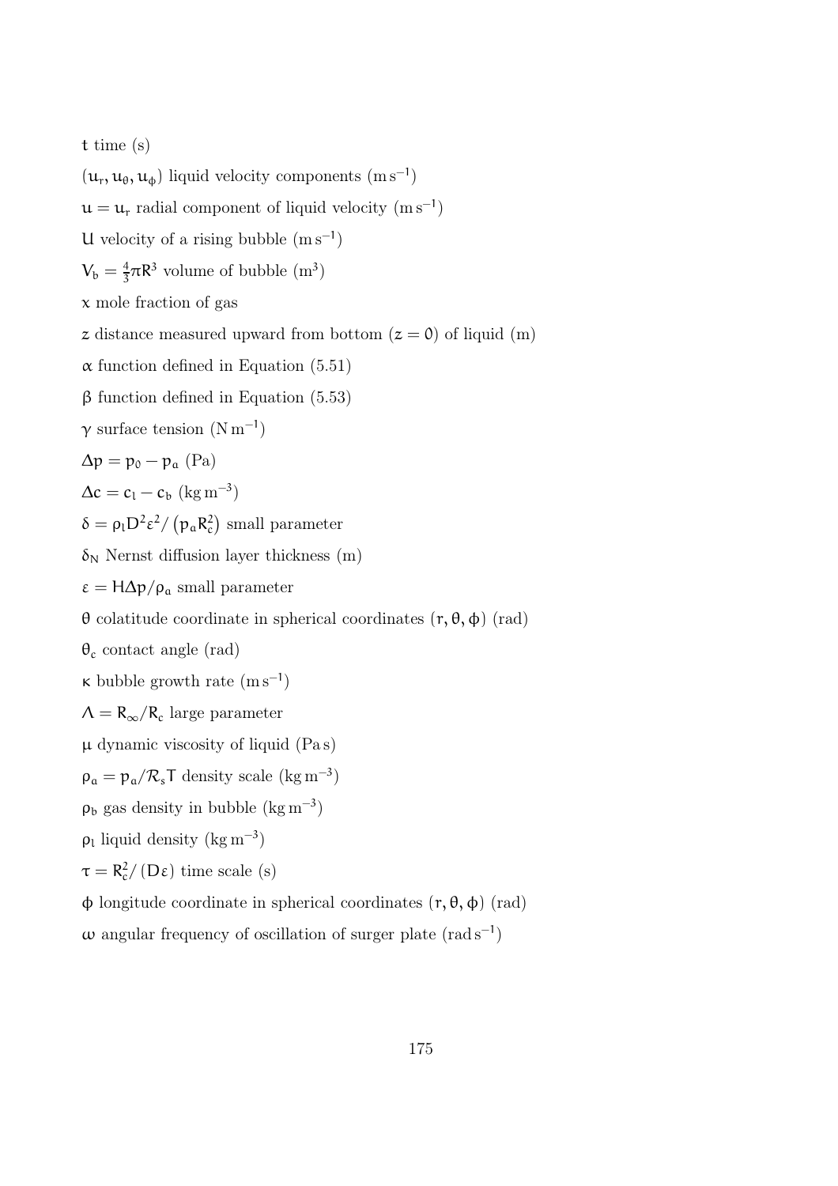$t$ time (s)

$(u_r, u_\theta, u_\phi)$ liquid velocity components ($\mathrm{m\,s^{-1}}$)

$u = u_r$ radial component of liquid velocity ($\mathrm{m\,s^{-1}}$)

$U$ velocity of a rising bubble ($\mathrm{m\,s^{-1}}$)

$V_b = \frac{4}{3}\pi R^3$ volume of bubble ($\mathrm{m^3}$)

$x$ mole fraction of gas

$z$ distance measured upward from bottom ($z = 0$) of liquid (m)

$\alpha$ function defined in Equation (5.51)

$\beta$ function defined in Equation (5.53)

$\gamma$ surface tension ($\mathrm{N\,m^{-1}}$)

$\Delta p = p_0 - p_a$ (Pa)

$\Delta c = c_l - c_b$ ($\mathrm{kg\,m^{-3}}$)

$\delta = \rho_l D^2 \varepsilon^2 / \left(p_a R_c^2\right)$ small parameter

$\delta_N$ Nernst diffusion layer thickness (m)

$\varepsilon = H\Delta p/\rho_a$ small parameter

$\theta$ colatitude coordinate in spherical coordinates $(r, \theta, \phi)$ (rad)

$\theta_c$ contact angle (rad)

$\kappa$ bubble growth rate ($\mathrm{m\,s^{-1}}$)

$\Lambda = R_\infty/R_c$ large parameter

$\mu$ dynamic viscosity of liquid (Pa s)

$\rho_a = p_a/\mathcal{R}_s T$ density scale ($\mathrm{kg\,m^{-3}}$)

$\rho_b$ gas density in bubble ($\mathrm{kg\,m^{-3}}$)

$\rho_l$ liquid density ($\mathrm{kg\,m^{-3}}$)

$\tau = R_c^2/(D\varepsilon)$ time scale (s)

$\phi$ longitude coordinate in spherical coordinates $(r, \theta, \phi)$ (rad)

$\omega$ angular frequency of oscillation of surger plate ($\mathrm{rad\,s^{-1}}$)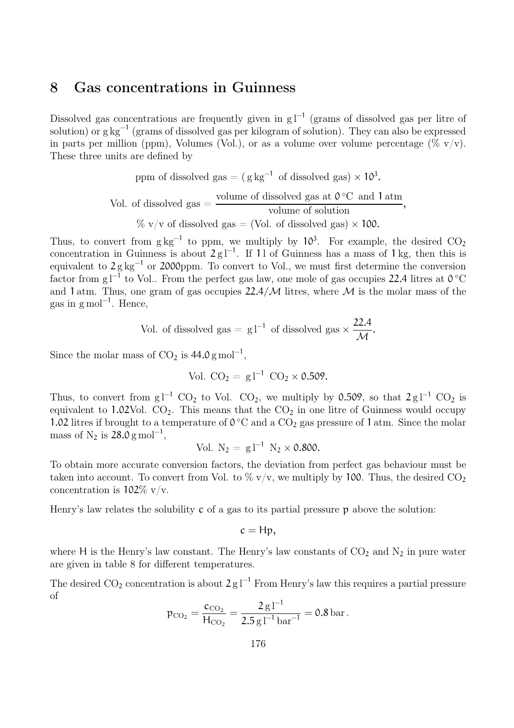## 8 Gas concentrations in Guinness

Dissolved gas concentrations are frequently given in $\mathrm{g\,l^{-1}}$ (grams of dissolved gas per litre of solution) or $\mathrm{g\,kg^{-1}}$ (grams of dissolved gas per kilogram of solution). They can also be expressed in parts per million (ppm), Volumes (Vol.), or as a volume over volume percentage (% v/v). These three units are defined by

$$\text{ppm of dissolved gas} = (\,\mathrm{g\,kg^{-1}} \text{ of dissolved gas}) \times 10^3.$$

$$\text{Vol. of dissolved gas} = \frac{\text{volume of dissolved gas at } 0\,^\circ\mathrm{C} \text{ and } 1\,\mathrm{atm}}{\text{volume of solution}},$$

$$\%\ \mathrm{v/v} \text{ of dissolved gas} = (\text{Vol. of dissolved gas}) \times 100.$$

Thus, to convert from $\mathrm{g\,kg^{-1}}$ to ppm, we multiply by $10^3$. For example, the desired $CO_2$ concentration in Guinness is about $2\,\mathrm{g\,l^{-1}}$. If $1\,\mathrm{l}$ of Guinness has a mass of $1\,\mathrm{kg}$, then this is equivalent to $2\,\mathrm{g\,kg^{-1}}$ or 2000ppm. To convert to Vol., we must first determine the conversion factor from $\mathrm{g\,l^{-1}}$ to Vol.. From the perfect gas law, one mole of gas occupies 22.4 litres at $0\,^\circ\mathrm{C}$ and $1\,\mathrm{atm}$. Thus, one gram of gas occupies $22.4/\mathcal{M}$ litres, where $\mathcal{M}$ is the molar mass of the gas in $\mathrm{g\,mol^{-1}}$. Hence,

$$\text{Vol. of dissolved gas} = \mathrm{g\,l^{-1}} \text{ of dissolved gas} \times \frac{22.4}{\mathcal{M}}.$$

Since the molar mass of $CO_2$ is $44.0\,\mathrm{g\,mol^{-1}}$,

$$\text{Vol. } CO_2 = \mathrm{g\,l^{-1}}\ CO_2 \times 0.509.$$

Thus, to convert from $\mathrm{g\,l^{-1}}$ $CO_2$ to Vol. $CO_2$, we multiply by 0.509, so that $2\,\mathrm{g\,l^{-1}}$ $CO_2$ is equivalent to 1.02Vol. $CO_2$. This means that the $CO_2$ in one litre of Guinness would occupy 1.02 litres if brought to a temperature of $0\,^\circ\mathrm{C}$ and a $CO_2$ gas pressure of 1 atm. Since the molar mass of $N_2$ is $28.0\,\mathrm{g\,mol^{-1}}$,

$$\text{Vol. } N_2 = \mathrm{g\,l^{-1}}\ N_2 \times 0.800.$$

To obtain more accurate conversion factors, the deviation from perfect gas behaviour must be taken into account. To convert from Vol. to % v/v, we multiply by 100. Thus, the desired $CO_2$ concentration is 102% v/v.

Henry's law relates the solubility $c$ of a gas to its partial pressure $p$ above the solution:

$$c = Hp,$$

where $H$ is the Henry's law constant. The Henry's law constants of $CO_2$ and $N_2$ in pure water are given in table 8 for different temperatures.

The desired $CO_2$ concentration is about $2\,\mathrm{g\,l^{-1}}$ From Henry's law this requires a partial pressure of

$$p_{CO_2} = \frac{c_{CO_2}}{H_{CO_2}} = \frac{2\,\mathrm{g\,l^{-1}}}{2.5\,\mathrm{g\,l^{-1}\,bar^{-1}}} = 0.8\,\mathrm{bar}\,.$$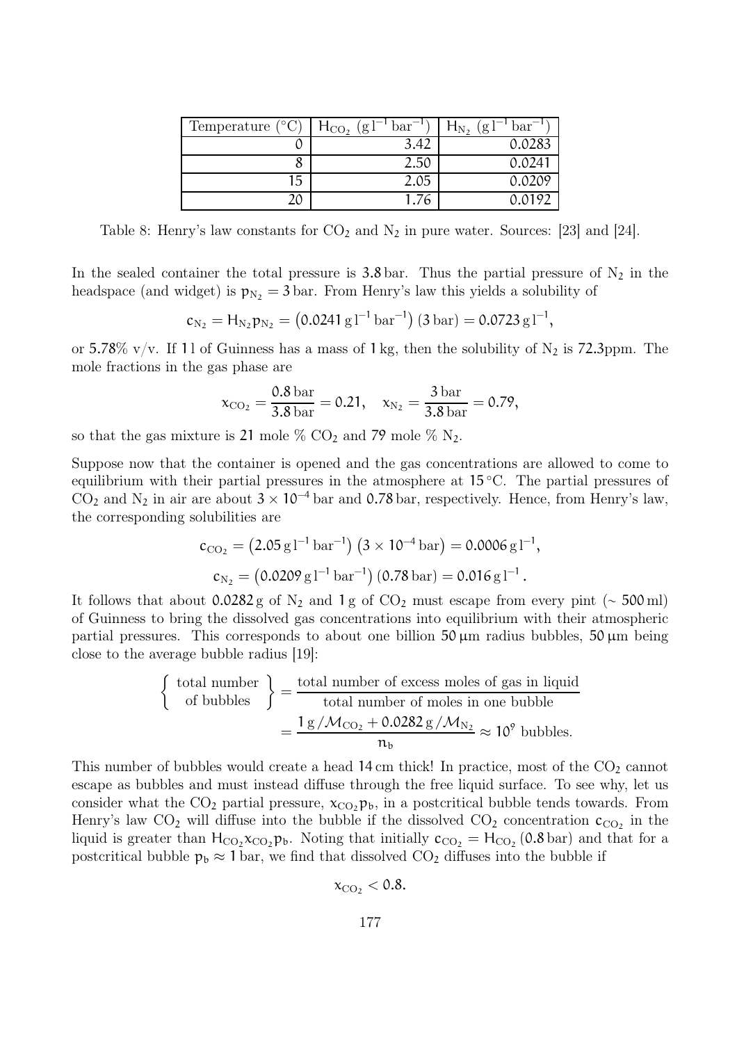| Temperature (°C) | $H_{CO_2}$ (g l$^{-1}$ bar$^{-1}$) | $H_{N_2}$ (g l$^{-1}$ bar$^{-1}$) |
|---|---|---|
| 0 | 3.42 | 0.0283 |
| 8 | 2.50 | 0.0241 |
| 15 | 2.05 | 0.0209 |
| 20 | 1.76 | 0.0192 |

Table 8: Henry's law constants for $CO_2$ and $N_2$ in pure water. Sources: [23] and [24].

In the sealed container the total pressure is 3.8 bar. Thus the partial pressure of $N_2$ in the headspace (and widget) is $p_{N_2} = 3\,\text{bar}$. From Henry's law this yields a solubility of

$$c_{N_2} = H_{N_2} p_{N_2} = \left(0.0241\,\text{g}\,\text{l}^{-1}\,\text{bar}^{-1}\right)(3\,\text{bar}) = 0.0723\,\text{g}\,\text{l}^{-1},$$

or 5.78% v/v. If 1 l of Guinness has a mass of 1 kg, then the solubility of $N_2$ is 72.3ppm. The mole fractions in the gas phase are

$$x_{CO_2} = \frac{0.8\,\text{bar}}{3.8\,\text{bar}} = 0.21, \quad x_{N_2} = \frac{3\,\text{bar}}{3.8\,\text{bar}} = 0.79,$$

so that the gas mixture is 21 mole % $CO_2$ and 79 mole % $N_2$.

Suppose now that the container is opened and the gas concentrations are allowed to come to equilibrium with their partial pressures in the atmosphere at 15 °C. The partial pressures of $CO_2$ and $N_2$ in air are about $3 \times 10^{-4}$ bar and 0.78 bar, respectively. Hence, from Henry's law, the corresponding solubilities are

$$c_{CO_2} = \left(2.05\,\text{g}\,\text{l}^{-1}\,\text{bar}^{-1}\right)\left(3 \times 10^{-4}\,\text{bar}\right) = 0.0006\,\text{g}\,\text{l}^{-1},$$

$$c_{N_2} = \left(0.0209\,\text{g}\,\text{l}^{-1}\,\text{bar}^{-1}\right)(0.78\,\text{bar}) = 0.016\,\text{g}\,\text{l}^{-1}.$$

It follows that about 0.0282 g of $N_2$ and 1 g of $CO_2$ must escape from every pint (~ 500 ml) of Guinness to bring the dissolved gas concentrations into equilibrium with their atmospheric partial pressures. This corresponds to about one billion 50 μm radius bubbles, 50 μm being close to the average bubble radius [19]:

$$\left\{ \begin{array}{c} \text{total number} \\ \text{of bubbles} \end{array} \right\} = \frac{\text{total number of excess moles of gas in liquid}}{\text{total number of moles in one bubble}} = \frac{1\,\text{g}/\mathcal{M}_{CO_2} + 0.0282\,\text{g}/\mathcal{M}_{N_2}}{n_b} \approx 10^9 \text{ bubbles.}$$

This number of bubbles would create a head 14 cm thick! In practice, most of the $CO_2$ cannot escape as bubbles and must instead diffuse through the free liquid surface. To see why, let us consider what the $CO_2$ partial pressure, $x_{CO_2} p_b$, in a postcritical bubble tends towards. From Henry's law $CO_2$ will diffuse into the bubble if the dissolved $CO_2$ concentration $c_{CO_2}$ in the liquid is greater than $H_{CO_2} x_{CO_2} p_b$. Noting that initially $c_{CO_2} = H_{CO_2}\,(0.8\,\text{bar})$ and that for a postcritical bubble $p_b \approx 1\,\text{bar}$, we find that dissolved $CO_2$ diffuses into the bubble if

$$x_{CO_2} < 0.8.$$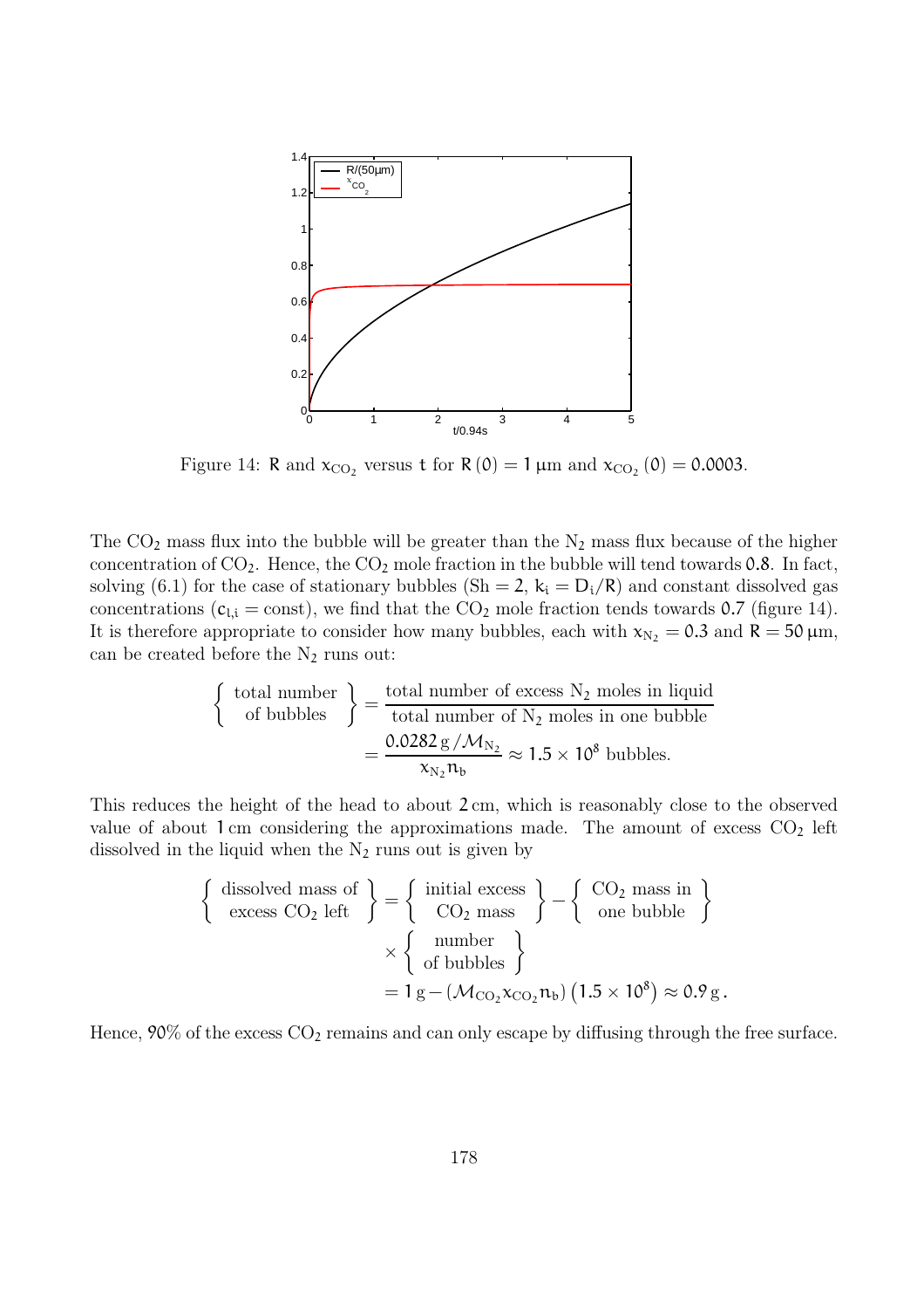Figure 14: $R$ and $x_{CO_2}$ versus $t$ for $R(0) = 1\,\mu m$ and $x_{CO_2}(0) = 0.0003$.

The $CO_2$ mass flux into the bubble will be greater than the $N_2$ mass flux because of the higher concentration of $CO_2$. Hence, the $CO_2$ mole fraction in the bubble will tend towards $0.8$. In fact, solving (6.1) for the case of stationary bubbles ($\mathrm{Sh} = 2$, $k_i = D_i/R$) and constant dissolved gas concentrations ($c_{l,i} = \mathrm{const}$), we find that the $CO_2$ mole fraction tends towards $0.7$ (figure 14). It is therefore appropriate to consider how many bubbles, each with $x_{N_2} = 0.3$ and $R = 50\,\mu m$, can be created before the $N_2$ runs out:

$$\left\{ \begin{array}{c} \text{total number} \\ \text{of bubbles} \end{array} \right\} = \frac{\text{total number of excess } N_2 \text{ moles in liquid}}{\text{total number of } N_2 \text{ moles in one bubble}} = \frac{0.0282\,\mathrm{g}/\mathcal{M}_{N_2}}{x_{N_2} n_b} \approx 1.5 \times 10^8 \text{ bubbles.}$$

This reduces the height of the head to about $2\,\mathrm{cm}$, which is reasonably close to the observed value of about $1\,\mathrm{cm}$ considering the approximations made. The amount of excess $CO_2$ left dissolved in the liquid when the $N_2$ runs out is given by

$$\left\{ \begin{array}{c} \text{dissolved mass of} \\ \text{excess } CO_2 \text{ left} \end{array} \right\} = \left\{ \begin{array}{c} \text{initial excess} \\ CO_2 \text{ mass} \end{array} \right\} - \left\{ \begin{array}{c} CO_2 \text{ mass in} \\ \text{one bubble} \end{array} \right\} \times \left\{ \begin{array}{c} \text{number} \\ \text{of bubbles} \end{array} \right\} = 1\,\mathrm{g} - \left(\mathcal{M}_{CO_2} x_{CO_2} n_b\right)\left(1.5 \times 10^8\right) \approx 0.9\,\mathrm{g}\,.$$

Hence, $90\%$ of the excess $CO_2$ remains and can only escape by diffusing through the free surface.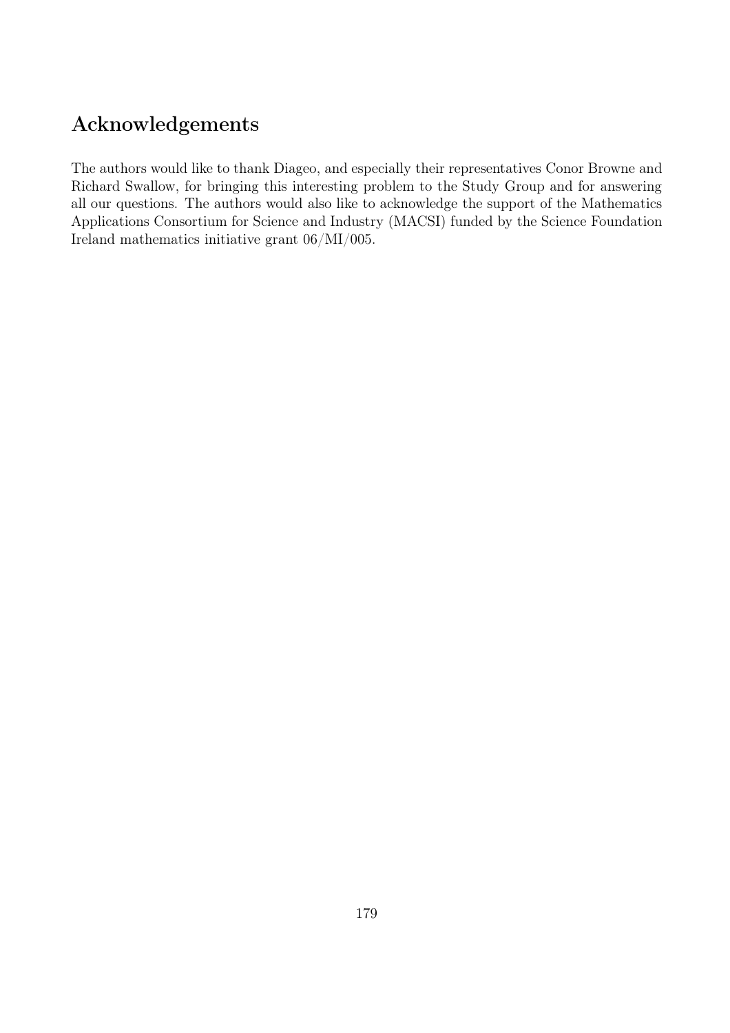## Acknowledgements

The authors would like to thank Diageo, and especially their representatives Conor Browne and Richard Swallow, for bringing this interesting problem to the Study Group and for answering all our questions. The authors would also like to acknowledge the support of the Mathematics Applications Consortium for Science and Industry (MACSI) funded by the Science Foundation Ireland mathematics initiative grant 06/MI/005.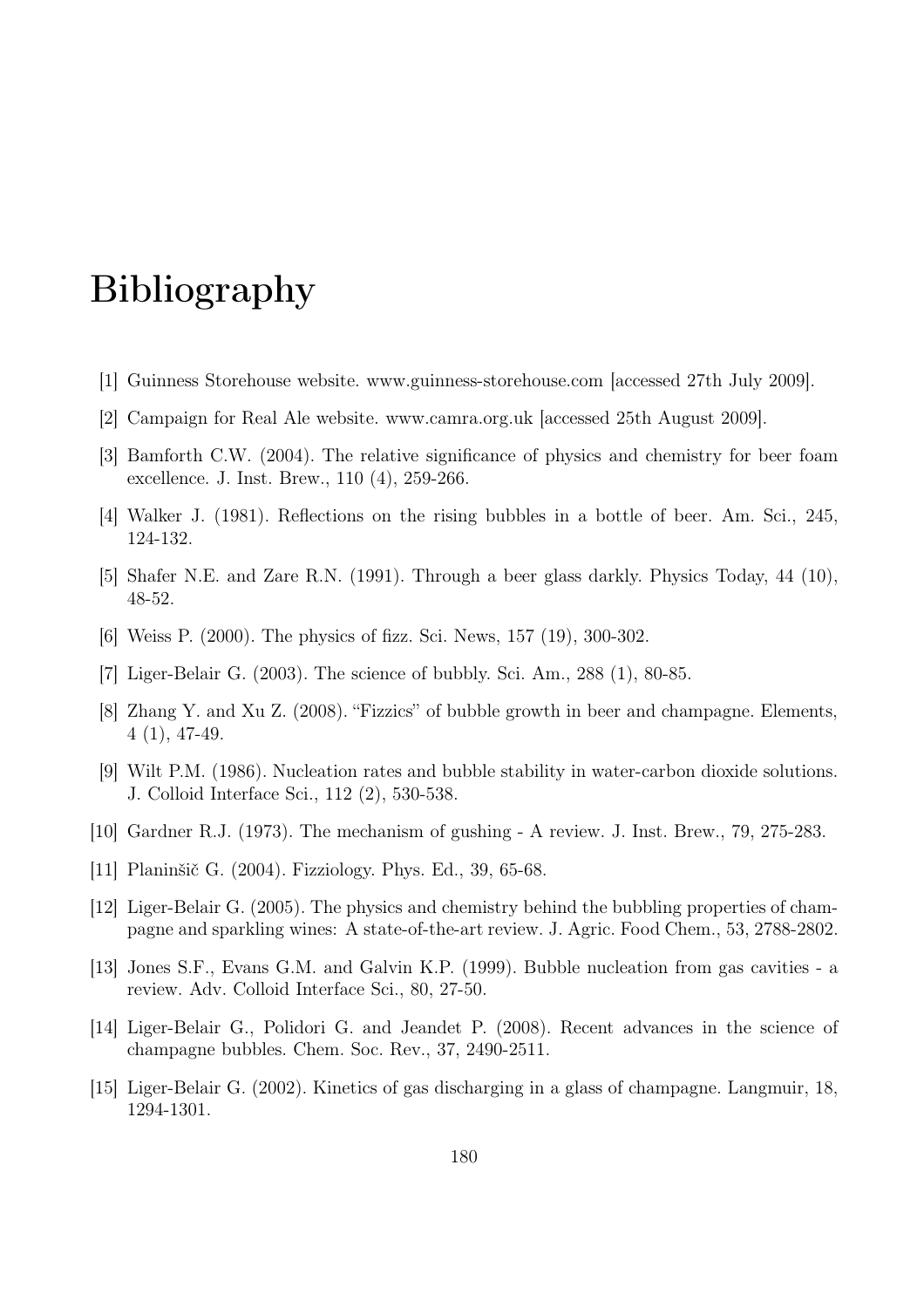# Bibliography

[1] Guinness Storehouse website. www.guinness-storehouse.com [accessed 27th July 2009].

[2] Campaign for Real Ale website. www.camra.org.uk [accessed 25th August 2009].

[3] Bamforth C.W. (2004). The relative significance of physics and chemistry for beer foam excellence. J. Inst. Brew., 110 (4), 259-266.

[4] Walker J. (1981). Reflections on the rising bubbles in a bottle of beer. Am. Sci., 245, 124-132.

[5] Shafer N.E. and Zare R.N. (1991). Through a beer glass darkly. Physics Today, 44 (10), 48-52.

[6] Weiss P. (2000). The physics of fizz. Sci. News, 157 (19), 300-302.

[7] Liger-Belair G. (2003). The science of bubbly. Sci. Am., 288 (1), 80-85.

[8] Zhang Y. and Xu Z. (2008). "Fizzics" of bubble growth in beer and champagne. Elements, 4 (1), 47-49.

[9] Wilt P.M. (1986). Nucleation rates and bubble stability in water-carbon dioxide solutions. J. Colloid Interface Sci., 112 (2), 530-538.

[10] Gardner R.J. (1973). The mechanism of gushing - A review. J. Inst. Brew., 79, 275-283.

[11] Planinšič G. (2004). Fizziology. Phys. Ed., 39, 65-68.

[12] Liger-Belair G. (2005). The physics and chemistry behind the bubbling properties of champagne and sparkling wines: A state-of-the-art review. J. Agric. Food Chem., 53, 2788-2802.

[13] Jones S.F., Evans G.M. and Galvin K.P. (1999). Bubble nucleation from gas cavities - a review. Adv. Colloid Interface Sci., 80, 27-50.

[14] Liger-Belair G., Polidori G. and Jeandet P. (2008). Recent advances in the science of champagne bubbles. Chem. Soc. Rev., 37, 2490-2511.

[15] Liger-Belair G. (2002). Kinetics of gas discharging in a glass of champagne. Langmuir, 18, 1294-1301.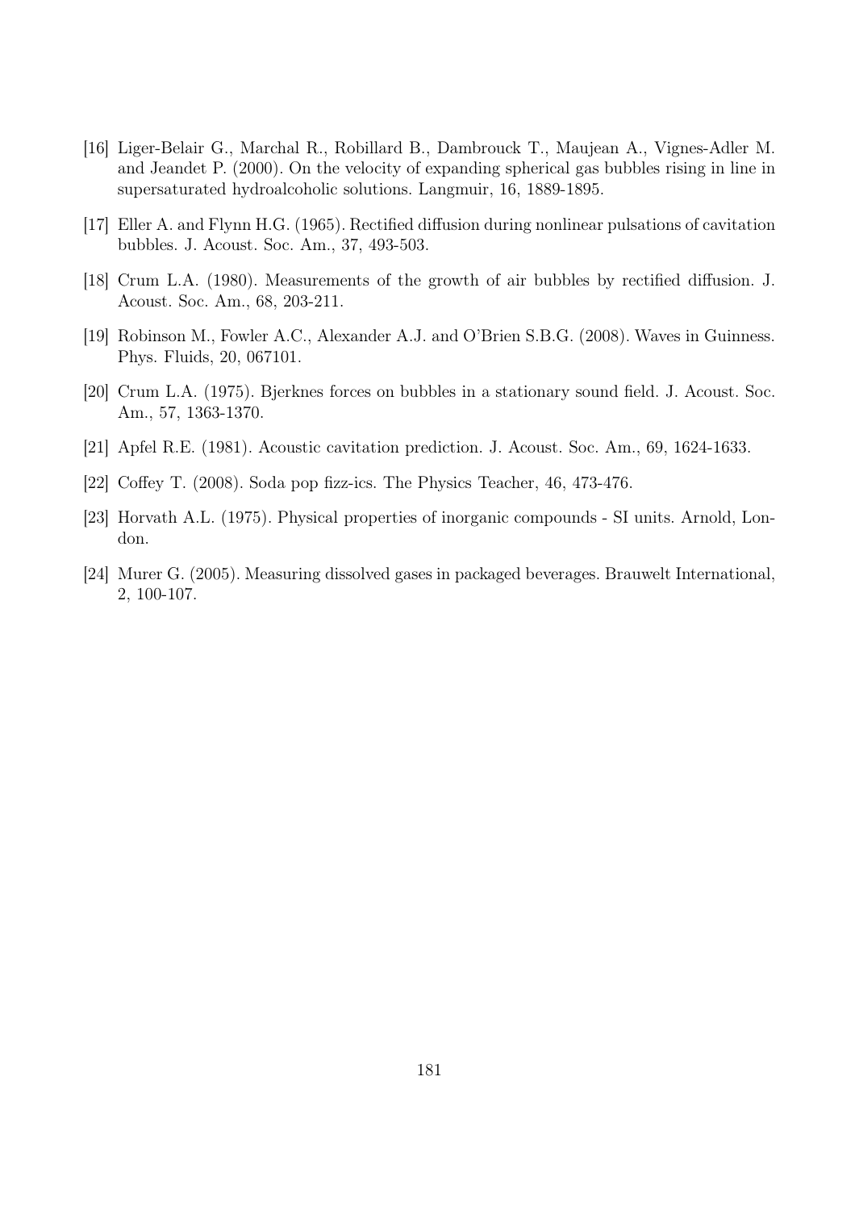[16] Liger-Belair G., Marchal R., Robillard B., Dambrouck T., Maujean A., Vignes-Adler M. and Jeandet P. (2000). On the velocity of expanding spherical gas bubbles rising in line in supersaturated hydroalcoholic solutions. Langmuir, 16, 1889-1895.

[17] Eller A. and Flynn H.G. (1965). Rectified diffusion during nonlinear pulsations of cavitation bubbles. J. Acoust. Soc. Am., 37, 493-503.

[18] Crum L.A. (1980). Measurements of the growth of air bubbles by rectified diffusion. J. Acoust. Soc. Am., 68, 203-211.

[19] Robinson M., Fowler A.C., Alexander A.J. and O'Brien S.B.G. (2008). Waves in Guinness. Phys. Fluids, 20, 067101.

[20] Crum L.A. (1975). Bjerknes forces on bubbles in a stationary sound field. J. Acoust. Soc. Am., 57, 1363-1370.

[21] Apfel R.E. (1981). Acoustic cavitation prediction. J. Acoust. Soc. Am., 69, 1624-1633.

[22] Coffey T. (2008). Soda pop fizz-ics. The Physics Teacher, 46, 473-476.

[23] Horvath A.L. (1975). Physical properties of inorganic compounds - SI units. Arnold, London.

[24] Murer G. (2005). Measuring dissolved gases in packaged beverages. Brauwelt International, 2, 100-107.